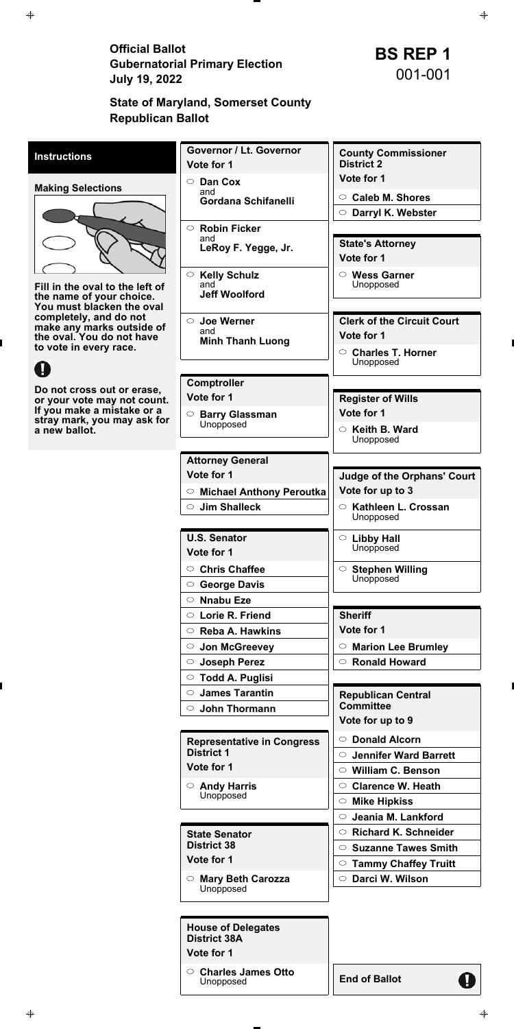**Official Ballot**
**Gubernatorial Primary Election**
**July 19, 2022**

# BS REP 1
001-001

**State of Maryland, Somerset County**
**Republican Ballot**

## Instructions

**Making Selections**

**Fill in the oval to the left of the name of your choice. You must blacken the oval completely, and do not make any marks outside of the oval. You do not have to vote in every race.**

**Do not cross out or erase, or your vote may not count. If you make a mistake or a stray mark, you may ask for a new ballot.**

### Governor / Lt. Governor
**Vote for 1**

- ○ **Dan Cox** and **Gordana Schifanelli**
- ○ **Robin Ficker** and **LeRoy F. Yegge, Jr.**
- ○ **Kelly Schulz** and **Jeff Woolford**
- ○ **Joe Werner** and **Minh Thanh Luong**

### Comptroller
**Vote for 1**

- ○ **Barry Glassman** Unopposed

### Attorney General
**Vote for 1**

- ○ **Michael Anthony Peroutka**
- ○ **Jim Shalleck**

### U.S. Senator
**Vote for 1**

- ○ **Chris Chaffee**
- ○ **George Davis**
- ○ **Nnabu Eze**
- ○ **Lorie R. Friend**
- ○ **Reba A. Hawkins**
- ○ **Jon McGreevey**
- ○ **Joseph Perez**
- ○ **Todd A. Puglisi**
- ○ **James Tarantin**
- ○ **John Thormann**

### Representative in Congress District 1
**Vote for 1**

- ○ **Andy Harris** Unopposed

### State Senator District 38
**Vote for 1**

- ○ **Mary Beth Carozza** Unopposed

### House of Delegates District 38A
**Vote for 1**

- ○ **Charles James Otto** Unopposed

### County Commissioner District 2
**Vote for 1**

- ○ **Caleb M. Shores**
- ○ **Darryl K. Webster**

### State's Attorney
**Vote for 1**

- ○ **Wess Garner** Unopposed

### Clerk of the Circuit Court
**Vote for 1**

- ○ **Charles T. Horner** Unopposed

### Register of Wills
**Vote for 1**

- ○ **Keith B. Ward** Unopposed

### Judge of the Orphans' Court
**Vote for up to 3**

- ○ **Kathleen L. Crossan** Unopposed
- ○ **Libby Hall** Unopposed
- ○ **Stephen Willing** Unopposed

### Sheriff
**Vote for 1**

- ○ **Marion Lee Brumley**
- ○ **Ronald Howard**

### Republican Central Committee
**Vote for up to 9**

- ○ **Donald Alcorn**
- ○ **Jennifer Ward Barrett**
- ○ **William C. Benson**
- ○ **Clarence W. Heath**
- ○ **Mike Hipkiss**
- ○ **Jeania M. Lankford**
- ○ **Richard K. Schneider**
- ○ **Suzanne Tawes Smith**
- ○ **Tammy Chaffey Truitt**
- ○ **Darci W. Wilson**

**End of Ballot**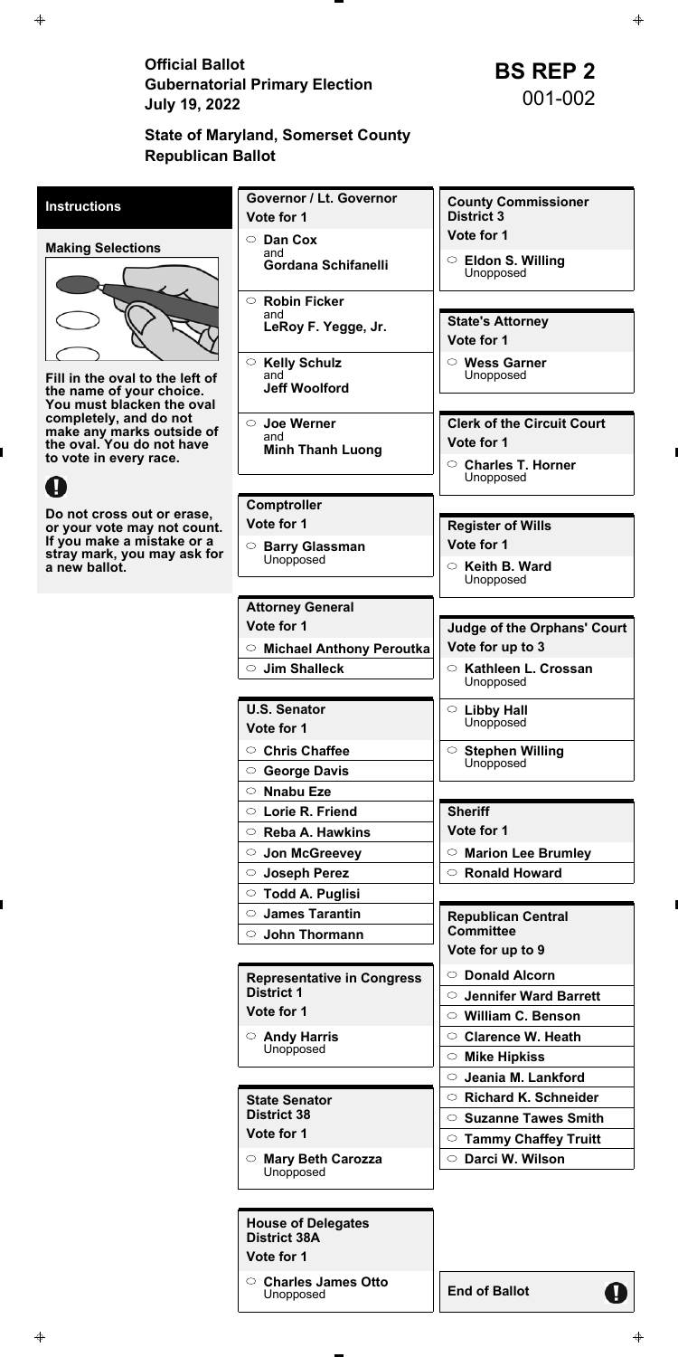**Official Ballot**
**Gubernatorial Primary Election**
**July 19, 2022**

# BS REP 2
001-002

**State of Maryland, Somerset County**
**Republican Ballot**

## Instructions

**Making Selections**

**Fill in the oval to the left of the name of your choice. You must blacken the oval completely, and do not make any marks outside of the oval. You do not have to vote in every race.**

**Do not cross out or erase, or your vote may not count. If you make a mistake or a stray mark, you may ask for a new ballot.**

## Governor / Lt. Governor
**Vote for 1**

- ○ **Dan Cox** and **Gordana Schifanelli**
- ○ **Robin Ficker** and **LeRoy F. Yegge, Jr.**
- ○ **Kelly Schulz** and **Jeff Woolford**
- ○ **Joe Werner** and **Minh Thanh Luong**

## Comptroller
**Vote for 1**

- ○ **Barry Glassman** Unopposed

## Attorney General
**Vote for 1**

- ○ **Michael Anthony Peroutka**
- ○ **Jim Shalleck**

## U.S. Senator
**Vote for 1**

- ○ **Chris Chaffee**
- ○ **George Davis**
- ○ **Nnabu Eze**
- ○ **Lorie R. Friend**
- ○ **Reba A. Hawkins**
- ○ **Jon McGreevey**
- ○ **Joseph Perez**
- ○ **Todd A. Puglisi**
- ○ **James Tarantin**
- ○ **John Thormann**

## Representative in Congress District 1
**Vote for 1**

- ○ **Andy Harris** Unopposed

## State Senator District 38
**Vote for 1**

- ○ **Mary Beth Carozza** Unopposed

## House of Delegates District 38A
**Vote for 1**

- ○ **Charles James Otto** Unopposed

## County Commissioner District 3
**Vote for 1**

- ○ **Eldon S. Willing** Unopposed

## State's Attorney
**Vote for 1**

- ○ **Wess Garner** Unopposed

## Clerk of the Circuit Court
**Vote for 1**

- ○ **Charles T. Horner** Unopposed

## Register of Wills
**Vote for 1**

- ○ **Keith B. Ward** Unopposed

## Judge of the Orphans' Court
**Vote for up to 3**

- ○ **Kathleen L. Crossan** Unopposed
- ○ **Libby Hall** Unopposed
- ○ **Stephen Willing** Unopposed

## Sheriff
**Vote for 1**

- ○ **Marion Lee Brumley**
- ○ **Ronald Howard**

## Republican Central Committee
**Vote for up to 9**

- ○ **Donald Alcorn**
- ○ **Jennifer Ward Barrett**
- ○ **William C. Benson**
- ○ **Clarence W. Heath**
- ○ **Mike Hipkiss**
- ○ **Jeania M. Lankford**
- ○ **Richard K. Schneider**
- ○ **Suzanne Tawes Smith**
- ○ **Tammy Chaffey Truitt**
- ○ **Darci W. Wilson**

**End of Ballot**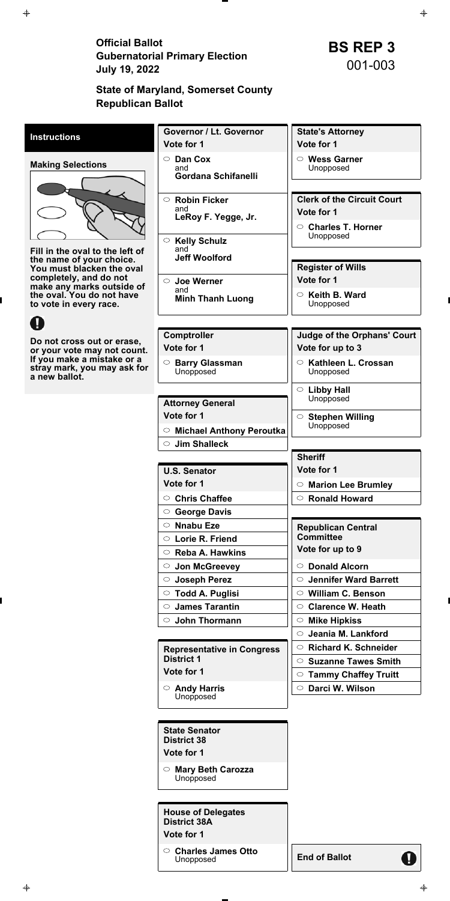**Official Ballot**
**Gubernatorial Primary Election**
**July 19, 2022**

# BS REP 3
001-003

**State of Maryland, Somerset County**
**Republican Ballot**

## Instructions

**Making Selections**

**Fill in the oval to the left of the name of your choice. You must blacken the oval completely, and do not make any marks outside of the oval. You do not have to vote in every race.**

**Do not cross out or erase, or your vote may not count. If you make a mistake or a stray mark, you may ask for a new ballot.**

### Governor / Lt. Governor
Vote for 1

- ○ **Dan Cox** and **Gordana Schifanelli**
- ○ **Robin Ficker** and **LeRoy F. Yegge, Jr.**
- ○ **Kelly Schulz** and **Jeff Woolford**
- ○ **Joe Werner** and **Minh Thanh Luong**

### Comptroller
Vote for 1

- ○ **Barry Glassman** Unopposed

### Attorney General
Vote for 1

- ○ **Michael Anthony Peroutka**
- ○ **Jim Shalleck**

### U.S. Senator
Vote for 1

- ○ **Chris Chaffee**
- ○ **George Davis**
- ○ **Nnabu Eze**
- ○ **Lorie R. Friend**
- ○ **Reba A. Hawkins**
- ○ **Jon McGreevey**
- ○ **Joseph Perez**
- ○ **Todd A. Puglisi**
- ○ **James Tarantin**
- ○ **John Thormann**

### Representative in Congress District 1
Vote for 1

- ○ **Andy Harris** Unopposed

### State Senator District 38
Vote for 1

- ○ **Mary Beth Carozza** Unopposed

### House of Delegates District 38A
Vote for 1

- ○ **Charles James Otto** Unopposed

### State's Attorney
Vote for 1

- ○ **Wess Garner** Unopposed

### Clerk of the Circuit Court
Vote for 1

- ○ **Charles T. Horner** Unopposed

### Register of Wills
Vote for 1

- ○ **Keith B. Ward** Unopposed

### Judge of the Orphans' Court
Vote for up to 3

- ○ **Kathleen L. Crossan** Unopposed
- ○ **Libby Hall** Unopposed
- ○ **Stephen Willing** Unopposed

### Sheriff
Vote for 1

- ○ **Marion Lee Brumley**
- ○ **Ronald Howard**

### Republican Central Committee
Vote for up to 9

- ○ **Donald Alcorn**
- ○ **Jennifer Ward Barrett**
- ○ **William C. Benson**
- ○ **Clarence W. Heath**
- ○ **Mike Hipkiss**
- ○ **Jeania M. Lankford**
- ○ **Richard K. Schneider**
- ○ **Suzanne Tawes Smith**
- ○ **Tammy Chaffey Truitt**
- ○ **Darci W. Wilson**

**End of Ballot**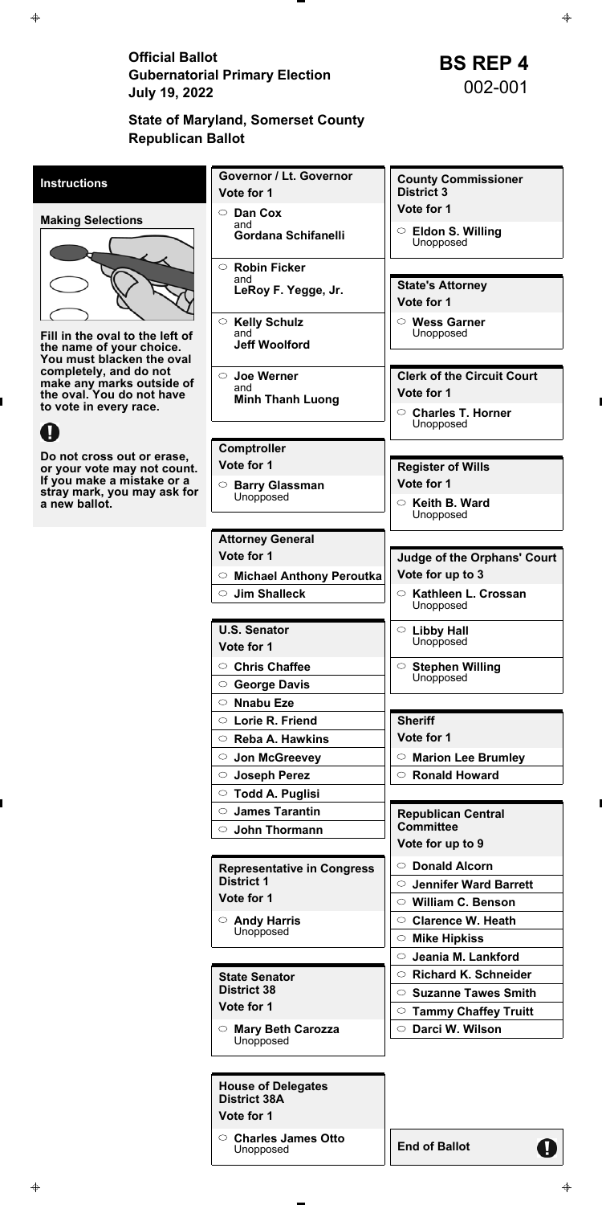**Official Ballot**
**Gubernatorial Primary Election**
**July 19, 2022**

# BS REP 4
002-001

**State of Maryland, Somerset County**
**Republican Ballot**

## Instructions

**Making Selections**

**Fill in the oval to the left of the name of your choice. You must blacken the oval completely, and do not make any marks outside of the oval. You do not have to vote in every race.**

**Do not cross out or erase, or your vote may not count. If you make a mistake or a stray mark, you may ask for a new ballot.**

### Governor / Lt. Governor
**Vote for 1**

- ○ **Dan Cox** and **Gordana Schifanelli**
- ○ **Robin Ficker** and **LeRoy F. Yegge, Jr.**
- ○ **Kelly Schulz** and **Jeff Woolford**
- ○ **Joe Werner** and **Minh Thanh Luong**

### Comptroller
**Vote for 1**

- ○ **Barry Glassman** Unopposed

### Attorney General
**Vote for 1**

- ○ **Michael Anthony Peroutka**
- ○ **Jim Shalleck**

### U.S. Senator
**Vote for 1**

- ○ **Chris Chaffee**
- ○ **George Davis**
- ○ **Nnabu Eze**
- ○ **Lorie R. Friend**
- ○ **Reba A. Hawkins**
- ○ **Jon McGreevey**
- ○ **Joseph Perez**
- ○ **Todd A. Puglisi**
- ○ **James Tarantin**
- ○ **John Thormann**

### Representative in Congress District 1
**Vote for 1**

- ○ **Andy Harris** Unopposed

### State Senator District 38
**Vote for 1**

- ○ **Mary Beth Carozza** Unopposed

### House of Delegates District 38A
**Vote for 1**

- ○ **Charles James Otto** Unopposed

### County Commissioner District 3
**Vote for 1**

- ○ **Eldon S. Willing** Unopposed

### State's Attorney
**Vote for 1**

- ○ **Wess Garner** Unopposed

### Clerk of the Circuit Court
**Vote for 1**

- ○ **Charles T. Horner** Unopposed

### Register of Wills
**Vote for 1**

- ○ **Keith B. Ward** Unopposed

### Judge of the Orphans' Court
**Vote for up to 3**

- ○ **Kathleen L. Crossan** Unopposed
- ○ **Libby Hall** Unopposed
- ○ **Stephen Willing** Unopposed

### Sheriff
**Vote for 1**

- ○ **Marion Lee Brumley**
- ○ **Ronald Howard**

### Republican Central Committee
**Vote for up to 9**

- ○ **Donald Alcorn**
- ○ **Jennifer Ward Barrett**
- ○ **William C. Benson**
- ○ **Clarence W. Heath**
- ○ **Mike Hipkiss**
- ○ **Jeania M. Lankford**
- ○ **Richard K. Schneider**
- ○ **Suzanne Tawes Smith**
- ○ **Tammy Chaffey Truitt**
- ○ **Darci W. Wilson**

**End of Ballot**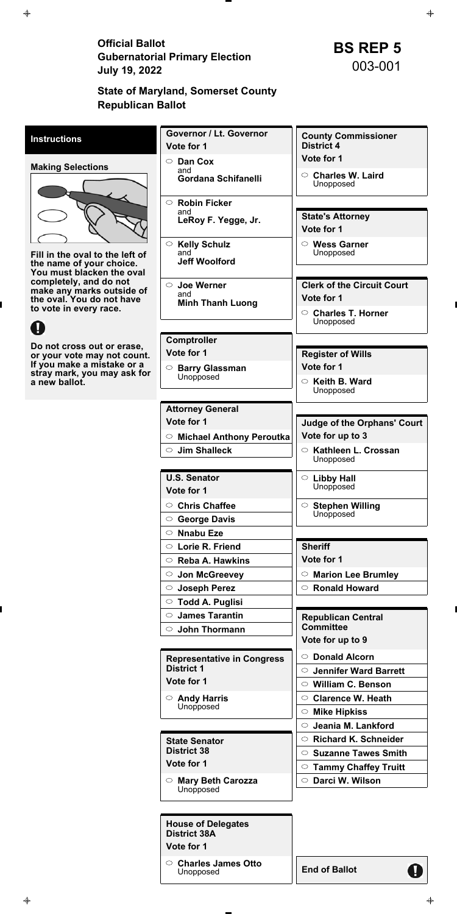**Official Ballot**
**Gubernatorial Primary Election**
**July 19, 2022**

# BS REP 5
003-001

**State of Maryland, Somerset County**
**Republican Ballot**

## Instructions

**Making Selections**

**Fill in the oval to the left of the name of your choice. You must blacken the oval completely, and do not make any marks outside of the oval. You do not have to vote in every race.**

**Do not cross out or erase, or your vote may not count. If you make a mistake or a stray mark, you may ask for a new ballot.**

### Governor / Lt. Governor
Vote for 1

- ○ **Dan Cox** and **Gordana Schifanelli**
- ○ **Robin Ficker** and **LeRoy F. Yegge, Jr.**
- ○ **Kelly Schulz** and **Jeff Woolford**
- ○ **Joe Werner** and **Minh Thanh Luong**

### Comptroller
Vote for 1

- ○ **Barry Glassman** Unopposed

### Attorney General
Vote for 1

- ○ **Michael Anthony Peroutka**
- ○ **Jim Shalleck**

### U.S. Senator
Vote for 1

- ○ **Chris Chaffee**
- ○ **George Davis**
- ○ **Nnabu Eze**
- ○ **Lorie R. Friend**
- ○ **Reba A. Hawkins**
- ○ **Jon McGreevey**
- ○ **Joseph Perez**
- ○ **Todd A. Puglisi**
- ○ **James Tarantin**
- ○ **John Thormann**

### Representative in Congress District 1
Vote for 1

- ○ **Andy Harris** Unopposed

### State Senator District 38
Vote for 1

- ○ **Mary Beth Carozza** Unopposed

### House of Delegates District 38A
Vote for 1

- ○ **Charles James Otto** Unopposed

### County Commissioner District 4
Vote for 1

- ○ **Charles W. Laird** Unopposed

### State's Attorney
Vote for 1

- ○ **Wess Garner** Unopposed

### Clerk of the Circuit Court
Vote for 1

- ○ **Charles T. Horner** Unopposed

### Register of Wills
Vote for 1

- ○ **Keith B. Ward** Unopposed

### Judge of the Orphans' Court
Vote for up to 3

- ○ **Kathleen L. Crossan** Unopposed
- ○ **Libby Hall** Unopposed
- ○ **Stephen Willing** Unopposed

### Sheriff
Vote for 1

- ○ **Marion Lee Brumley**
- ○ **Ronald Howard**

### Republican Central Committee
Vote for up to 9

- ○ **Donald Alcorn**
- ○ **Jennifer Ward Barrett**
- ○ **William C. Benson**
- ○ **Clarence W. Heath**
- ○ **Mike Hipkiss**
- ○ **Jeania M. Lankford**
- ○ **Richard K. Schneider**
- ○ **Suzanne Tawes Smith**
- ○ **Tammy Chaffey Truitt**
- ○ **Darci W. Wilson**

**End of Ballot**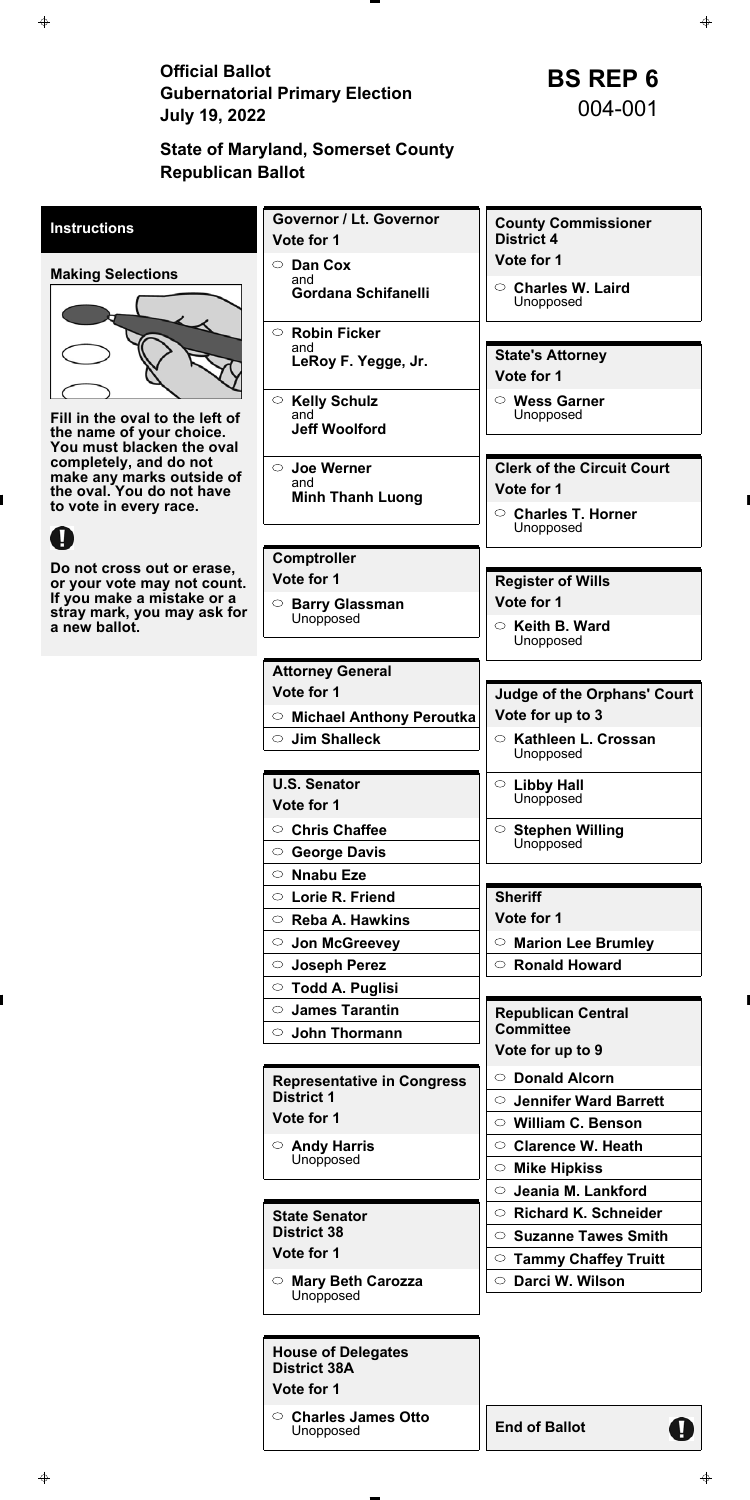**Official Ballot**
**Gubernatorial Primary Election**
**July 19, 2022**

# BS REP 6
004-001

**State of Maryland, Somerset County**
**Republican Ballot**

## Instructions

**Making Selections**

**Fill in the oval to the left of the name of your choice. You must blacken the oval completely, and do not make any marks outside of the oval. You do not have to vote in every race.**

**Do not cross out or erase, or your vote may not count. If you make a mistake or a stray mark, you may ask for a new ballot.**

### Governor / Lt. Governor
**Vote for 1**

- ○ **Dan Cox** and **Gordana Schifanelli**
- ○ **Robin Ficker** and **LeRoy F. Yegge, Jr.**
- ○ **Kelly Schulz** and **Jeff Woolford**
- ○ **Joe Werner** and **Minh Thanh Luong**

### Comptroller
**Vote for 1**

- ○ **Barry Glassman** Unopposed

### Attorney General
**Vote for 1**

- ○ **Michael Anthony Peroutka**
- ○ **Jim Shalleck**

### U.S. Senator
**Vote for 1**

- ○ **Chris Chaffee**
- ○ **George Davis**
- ○ **Nnabu Eze**
- ○ **Lorie R. Friend**
- ○ **Reba A. Hawkins**
- ○ **Jon McGreevey**
- ○ **Joseph Perez**
- ○ **Todd A. Puglisi**
- ○ **James Tarantin**
- ○ **John Thormann**

### Representative in Congress District 1
**Vote for 1**

- ○ **Andy Harris** Unopposed

### State Senator District 38
**Vote for 1**

- ○ **Mary Beth Carozza** Unopposed

### House of Delegates District 38A
**Vote for 1**

- ○ **Charles James Otto** Unopposed

### County Commissioner District 4
**Vote for 1**

- ○ **Charles W. Laird** Unopposed

### State's Attorney
**Vote for 1**

- ○ **Wess Garner** Unopposed

### Clerk of the Circuit Court
**Vote for 1**

- ○ **Charles T. Horner** Unopposed

### Register of Wills
**Vote for 1**

- ○ **Keith B. Ward** Unopposed

### Judge of the Orphans' Court
**Vote for up to 3**

- ○ **Kathleen L. Crossan** Unopposed
- ○ **Libby Hall** Unopposed
- ○ **Stephen Willing** Unopposed

### Sheriff
**Vote for 1**

- ○ **Marion Lee Brumley**
- ○ **Ronald Howard**

### Republican Central Committee
**Vote for up to 9**

- ○ **Donald Alcorn**
- ○ **Jennifer Ward Barrett**
- ○ **William C. Benson**
- ○ **Clarence W. Heath**
- ○ **Mike Hipkiss**
- ○ **Jeania M. Lankford**
- ○ **Richard K. Schneider**
- ○ **Suzanne Tawes Smith**
- ○ **Tammy Chaffey Truitt**
- ○ **Darci W. Wilson**

**End of Ballot**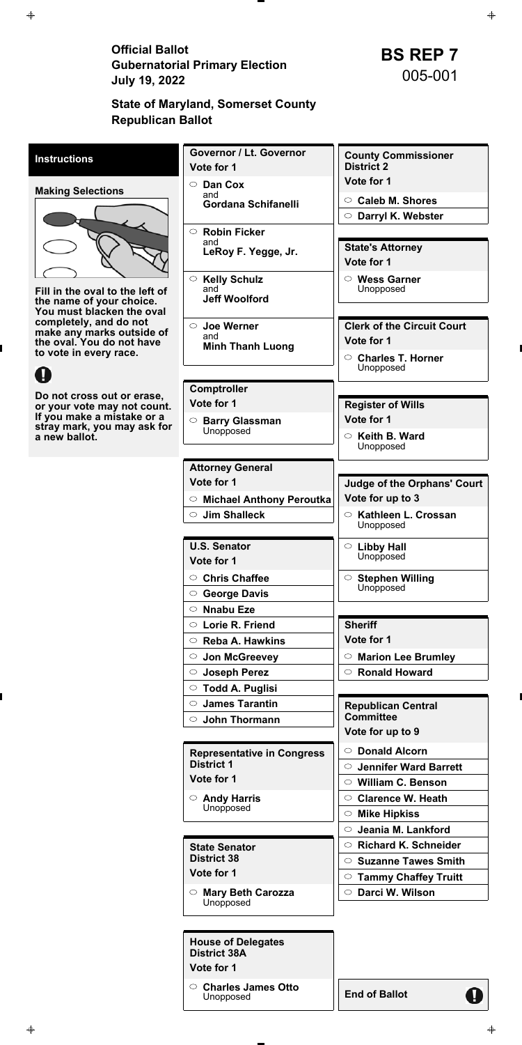**Official Ballot**
**Gubernatorial Primary Election**
**July 19, 2022**

**BS REP 7**
005-001

**State of Maryland, Somerset County**
**Republican Ballot**

## Instructions

**Making Selections**

**Fill in the oval to the left of the name of your choice. You must blacken the oval completely, and do not make any marks outside of the oval. You do not have to vote in every race.**

**Do not cross out or erase, or your vote may not count. If you make a mistake or a stray mark, you may ask for a new ballot.**

### Governor / Lt. Governor
**Vote for 1**

- ○ **Dan Cox** and **Gordana Schifanelli**
- ○ **Robin Ficker** and **LeRoy F. Yegge, Jr.**
- ○ **Kelly Schulz** and **Jeff Woolford**
- ○ **Joe Werner** and **Minh Thanh Luong**

### Comptroller
**Vote for 1**

- ○ **Barry Glassman** Unopposed

### Attorney General
**Vote for 1**

- ○ **Michael Anthony Peroutka**
- ○ **Jim Shalleck**

### U.S. Senator
**Vote for 1**

- ○ **Chris Chaffee**
- ○ **George Davis**
- ○ **Nnabu Eze**
- ○ **Lorie R. Friend**
- ○ **Reba A. Hawkins**
- ○ **Jon McGreevey**
- ○ **Joseph Perez**
- ○ **Todd A. Puglisi**
- ○ **James Tarantin**
- ○ **John Thormann**

### Representative in Congress District 1
**Vote for 1**

- ○ **Andy Harris** Unopposed

### State Senator District 38
**Vote for 1**

- ○ **Mary Beth Carozza** Unopposed

### House of Delegates District 38A
**Vote for 1**

- ○ **Charles James Otto** Unopposed

### County Commissioner District 2
**Vote for 1**

- ○ **Caleb M. Shores**
- ○ **Darryl K. Webster**

### State's Attorney
**Vote for 1**

- ○ **Wess Garner** Unopposed

### Clerk of the Circuit Court
**Vote for 1**

- ○ **Charles T. Horner** Unopposed

### Register of Wills
**Vote for 1**

- ○ **Keith B. Ward** Unopposed

### Judge of the Orphans' Court
**Vote for up to 3**

- ○ **Kathleen L. Crossan** Unopposed
- ○ **Libby Hall** Unopposed
- ○ **Stephen Willing** Unopposed

### Sheriff
**Vote for 1**

- ○ **Marion Lee Brumley**
- ○ **Ronald Howard**

### Republican Central Committee
**Vote for up to 9**

- ○ **Donald Alcorn**
- ○ **Jennifer Ward Barrett**
- ○ **William C. Benson**
- ○ **Clarence W. Heath**
- ○ **Mike Hipkiss**
- ○ **Jeania M. Lankford**
- ○ **Richard K. Schneider**
- ○ **Suzanne Tawes Smith**
- ○ **Tammy Chaffey Truitt**
- ○ **Darci W. Wilson**

**End of Ballot**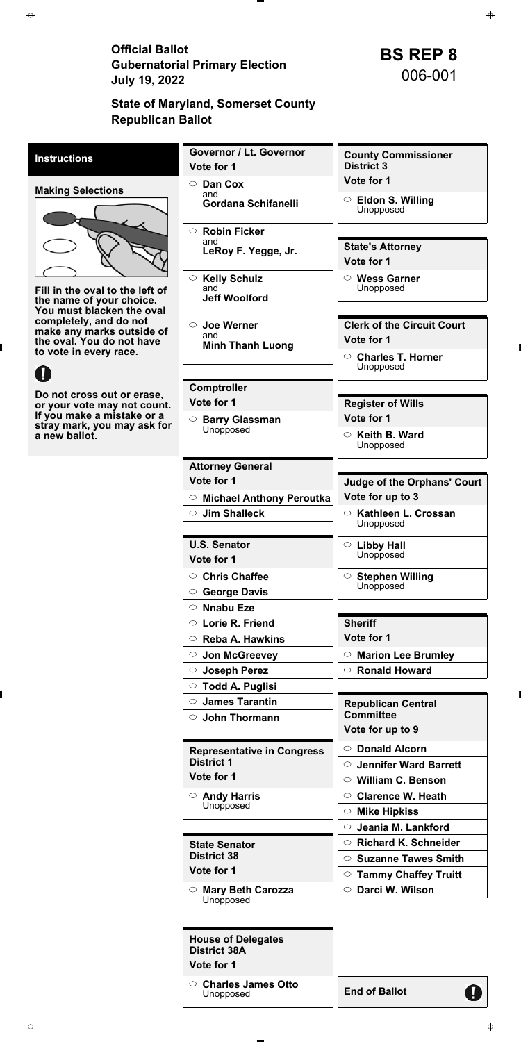**Official Ballot**
**Gubernatorial Primary Election**
**July 19, 2022**

# BS REP 8
006-001

**State of Maryland, Somerset County**
**Republican Ballot**

## Instructions

**Making Selections**

**Fill in the oval to the left of the name of your choice. You must blacken the oval completely, and do not make any marks outside of the oval. You do not have to vote in every race.**

**Do not cross out or erase, or your vote may not count. If you make a mistake or a stray mark, you may ask for a new ballot.**

### Governor / Lt. Governor
Vote for 1

- ○ **Dan Cox** and **Gordana Schifanelli**
- ○ **Robin Ficker** and **LeRoy F. Yegge, Jr.**
- ○ **Kelly Schulz** and **Jeff Woolford**
- ○ **Joe Werner** and **Minh Thanh Luong**

### Comptroller
Vote for 1

- ○ **Barry Glassman** Unopposed

### Attorney General
Vote for 1

- ○ **Michael Anthony Peroutka**
- ○ **Jim Shalleck**

### U.S. Senator
Vote for 1

- ○ **Chris Chaffee**
- ○ **George Davis**
- ○ **Nnabu Eze**
- ○ **Lorie R. Friend**
- ○ **Reba A. Hawkins**
- ○ **Jon McGreevey**
- ○ **Joseph Perez**
- ○ **Todd A. Puglisi**
- ○ **James Tarantin**
- ○ **John Thormann**

### Representative in Congress District 1
Vote for 1

- ○ **Andy Harris** Unopposed

### State Senator District 38
Vote for 1

- ○ **Mary Beth Carozza** Unopposed

### House of Delegates District 38A
Vote for 1

- ○ **Charles James Otto** Unopposed

### County Commissioner District 3
Vote for 1

- ○ **Eldon S. Willing** Unopposed

### State's Attorney
Vote for 1

- ○ **Wess Garner** Unopposed

### Clerk of the Circuit Court
Vote for 1

- ○ **Charles T. Horner** Unopposed

### Register of Wills
Vote for 1

- ○ **Keith B. Ward** Unopposed

### Judge of the Orphans' Court
Vote for up to 3

- ○ **Kathleen L. Crossan** Unopposed
- ○ **Libby Hall** Unopposed
- ○ **Stephen Willing** Unopposed

### Sheriff
Vote for 1

- ○ **Marion Lee Brumley**
- ○ **Ronald Howard**

### Republican Central Committee
Vote for up to 9

- ○ **Donald Alcorn**
- ○ **Jennifer Ward Barrett**
- ○ **William C. Benson**
- ○ **Clarence W. Heath**
- ○ **Mike Hipkiss**
- ○ **Jeania M. Lankford**
- ○ **Richard K. Schneider**
- ○ **Suzanne Tawes Smith**
- ○ **Tammy Chaffey Truitt**
- ○ **Darci W. Wilson**

**End of Ballot**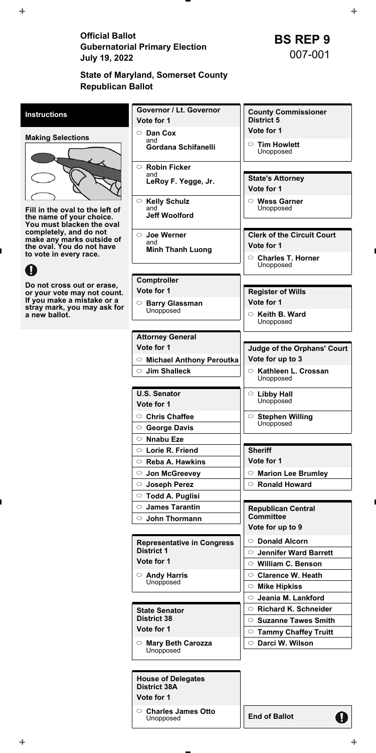**Official Ballot**
**Gubernatorial Primary Election**
**July 19, 2022**

# BS REP 9
007-001

**State of Maryland, Somerset County**
**Republican Ballot**

## Instructions

**Making Selections**

**Fill in the oval to the left of the name of your choice. You must blacken the oval completely, and do not make any marks outside of the oval. You do not have to vote in every race.**

**Do not cross out or erase, or your vote may not count. If you make a mistake or a stray mark, you may ask for a new ballot.**

### Governor / Lt. Governor
**Vote for 1**

- ○ **Dan Cox** and **Gordana Schifanelli**
- ○ **Robin Ficker** and **LeRoy F. Yegge, Jr.**
- ○ **Kelly Schulz** and **Jeff Woolford**
- ○ **Joe Werner** and **Minh Thanh Luong**

### Comptroller
**Vote for 1**

- ○ **Barry Glassman** Unopposed

### Attorney General
**Vote for 1**

- ○ **Michael Anthony Peroutka**
- ○ **Jim Shalleck**

### U.S. Senator
**Vote for 1**

- ○ **Chris Chaffee**
- ○ **George Davis**
- ○ **Nnabu Eze**
- ○ **Lorie R. Friend**
- ○ **Reba A. Hawkins**
- ○ **Jon McGreevey**
- ○ **Joseph Perez**
- ○ **Todd A. Puglisi**
- ○ **James Tarantin**
- ○ **John Thormann**

### Representative in Congress District 1
**Vote for 1**

- ○ **Andy Harris** Unopposed

### State Senator District 38
**Vote for 1**

- ○ **Mary Beth Carozza** Unopposed

### House of Delegates District 38A
**Vote for 1**

- ○ **Charles James Otto** Unopposed

### County Commissioner District 5
**Vote for 1**

- ○ **Tim Howlett** Unopposed

### State's Attorney
**Vote for 1**

- ○ **Wess Garner** Unopposed

### Clerk of the Circuit Court
**Vote for 1**

- ○ **Charles T. Horner** Unopposed

### Register of Wills
**Vote for 1**

- ○ **Keith B. Ward** Unopposed

### Judge of the Orphans' Court
**Vote for up to 3**

- ○ **Kathleen L. Crossan** Unopposed
- ○ **Libby Hall** Unopposed
- ○ **Stephen Willing** Unopposed

### Sheriff
**Vote for 1**

- ○ **Marion Lee Brumley**
- ○ **Ronald Howard**

### Republican Central Committee
**Vote for up to 9**

- ○ **Donald Alcorn**
- ○ **Jennifer Ward Barrett**
- ○ **William C. Benson**
- ○ **Clarence W. Heath**
- ○ **Mike Hipkiss**
- ○ **Jeania M. Lankford**
- ○ **Richard K. Schneider**
- ○ **Suzanne Tawes Smith**
- ○ **Tammy Chaffey Truitt**
- ○ **Darci W. Wilson**

**End of Ballot**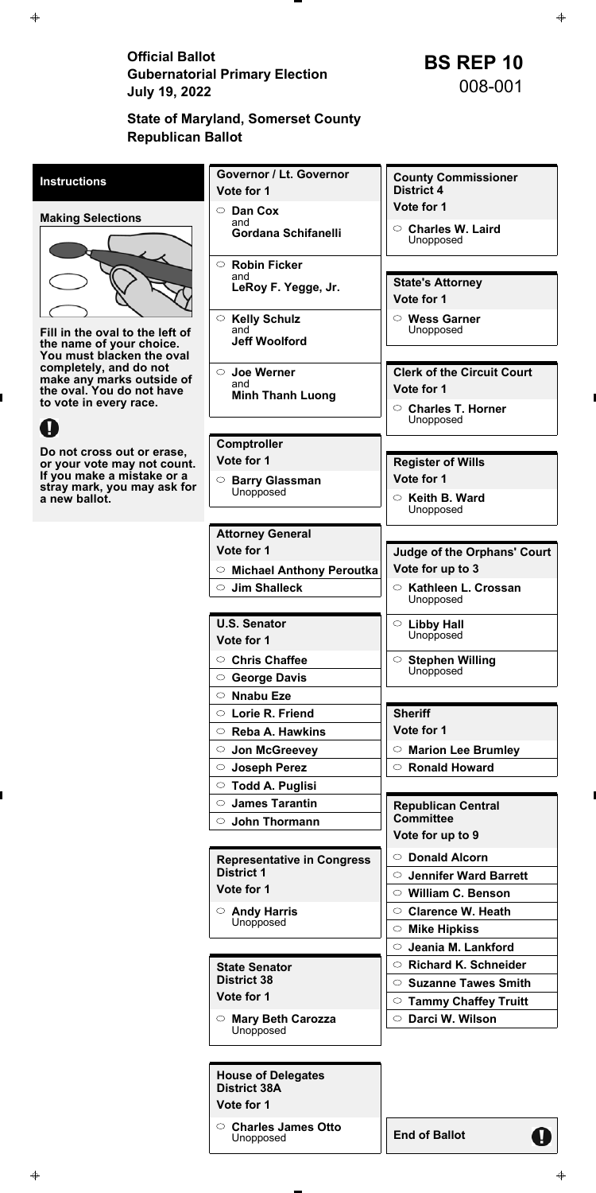**Official Ballot**
**Gubernatorial Primary Election**
**July 19, 2022**

# BS REP 10
008-001

**State of Maryland, Somerset County**
**Republican Ballot**

## Instructions

**Making Selections**

**Fill in the oval to the left of the name of your choice. You must blacken the oval completely, and do not make any marks outside of the oval. You do not have to vote in every race.**

**Do not cross out or erase, or your vote may not count. If you make a mistake or a stray mark, you may ask for a new ballot.**

### Governor / Lt. Governor
**Vote for 1**

- ○ **Dan Cox** and **Gordana Schifanelli**
- ○ **Robin Ficker** and **LeRoy F. Yegge, Jr.**
- ○ **Kelly Schulz** and **Jeff Woolford**
- ○ **Joe Werner** and **Minh Thanh Luong**

### Comptroller
**Vote for 1**

- ○ **Barry Glassman** Unopposed

### Attorney General
**Vote for 1**

- ○ **Michael Anthony Peroutka**
- ○ **Jim Shalleck**

### U.S. Senator
**Vote for 1**

- ○ **Chris Chaffee**
- ○ **George Davis**
- ○ **Nnabu Eze**
- ○ **Lorie R. Friend**
- ○ **Reba A. Hawkins**
- ○ **Jon McGreevey**
- ○ **Joseph Perez**
- ○ **Todd A. Puglisi**
- ○ **James Tarantin**
- ○ **John Thormann**

### Representative in Congress District 1
**Vote for 1**

- ○ **Andy Harris** Unopposed

### State Senator District 38
**Vote for 1**

- ○ **Mary Beth Carozza** Unopposed

### House of Delegates District 38A
**Vote for 1**

- ○ **Charles James Otto** Unopposed

### County Commissioner District 4
**Vote for 1**

- ○ **Charles W. Laird** Unopposed

### State's Attorney
**Vote for 1**

- ○ **Wess Garner** Unopposed

### Clerk of the Circuit Court
**Vote for 1**

- ○ **Charles T. Horner** Unopposed

### Register of Wills
**Vote for 1**

- ○ **Keith B. Ward** Unopposed

### Judge of the Orphans' Court
**Vote for up to 3**

- ○ **Kathleen L. Crossan** Unopposed
- ○ **Libby Hall** Unopposed
- ○ **Stephen Willing** Unopposed

### Sheriff
**Vote for 1**

- ○ **Marion Lee Brumley**
- ○ **Ronald Howard**

### Republican Central Committee
**Vote for up to 9**

- ○ **Donald Alcorn**
- ○ **Jennifer Ward Barrett**
- ○ **William C. Benson**
- ○ **Clarence W. Heath**
- ○ **Mike Hipkiss**
- ○ **Jeania M. Lankford**
- ○ **Richard K. Schneider**
- ○ **Suzanne Tawes Smith**
- ○ **Tammy Chaffey Truitt**
- ○ **Darci W. Wilson**

**End of Ballot**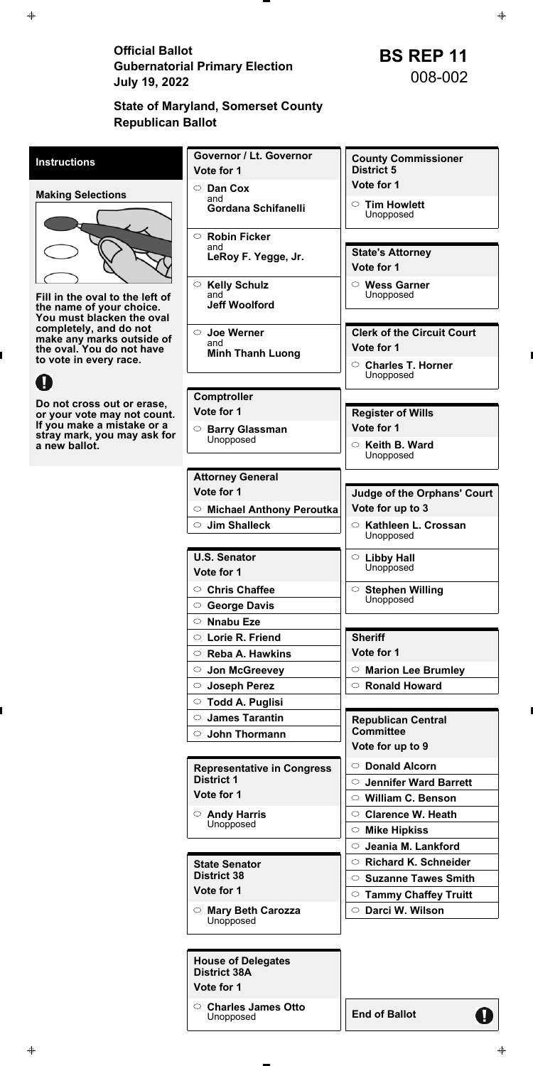**Official Ballot**
**Gubernatorial Primary Election**
**July 19, 2022**

# BS REP 11
008-002

**State of Maryland, Somerset County**
**Republican Ballot**

## Instructions

**Making Selections**

**Fill in the oval to the left of the name of your choice. You must blacken the oval completely, and do not make any marks outside of the oval. You do not have to vote in every race.**

**Do not cross out or erase, or your vote may not count. If you make a mistake or a stray mark, you may ask for a new ballot.**

### Governor / Lt. Governor
**Vote for 1**

- ○ **Dan Cox** and **Gordana Schifanelli**
- ○ **Robin Ficker** and **LeRoy F. Yegge, Jr.**
- ○ **Kelly Schulz** and **Jeff Woolford**
- ○ **Joe Werner** and **Minh Thanh Luong**

### Comptroller
**Vote for 1**

- ○ **Barry Glassman** Unopposed

### Attorney General
**Vote for 1**

- ○ **Michael Anthony Peroutka**
- ○ **Jim Shalleck**

### U.S. Senator
**Vote for 1**

- ○ **Chris Chaffee**
- ○ **George Davis**
- ○ **Nnabu Eze**
- ○ **Lorie R. Friend**
- ○ **Reba A. Hawkins**
- ○ **Jon McGreevey**
- ○ **Joseph Perez**
- ○ **Todd A. Puglisi**
- ○ **James Tarantin**
- ○ **John Thormann**

### Representative in Congress District 1
**Vote for 1**

- ○ **Andy Harris** Unopposed

### State Senator District 38
**Vote for 1**

- ○ **Mary Beth Carozza** Unopposed

### House of Delegates District 38A
**Vote for 1**

- ○ **Charles James Otto** Unopposed

### County Commissioner District 5
**Vote for 1**

- ○ **Tim Howlett** Unopposed

### State's Attorney
**Vote for 1**

- ○ **Wess Garner** Unopposed

### Clerk of the Circuit Court
**Vote for 1**

- ○ **Charles T. Horner** Unopposed

### Register of Wills
**Vote for 1**

- ○ **Keith B. Ward** Unopposed

### Judge of the Orphans' Court
**Vote for up to 3**

- ○ **Kathleen L. Crossan** Unopposed
- ○ **Libby Hall** Unopposed
- ○ **Stephen Willing** Unopposed

### Sheriff
**Vote for 1**

- ○ **Marion Lee Brumley**
- ○ **Ronald Howard**

### Republican Central Committee
**Vote for up to 9**

- ○ **Donald Alcorn**
- ○ **Jennifer Ward Barrett**
- ○ **William C. Benson**
- ○ **Clarence W. Heath**
- ○ **Mike Hipkiss**
- ○ **Jeania M. Lankford**
- ○ **Richard K. Schneider**
- ○ **Suzanne Tawes Smith**
- ○ **Tammy Chaffey Truitt**
- ○ **Darci W. Wilson**

**End of Ballot**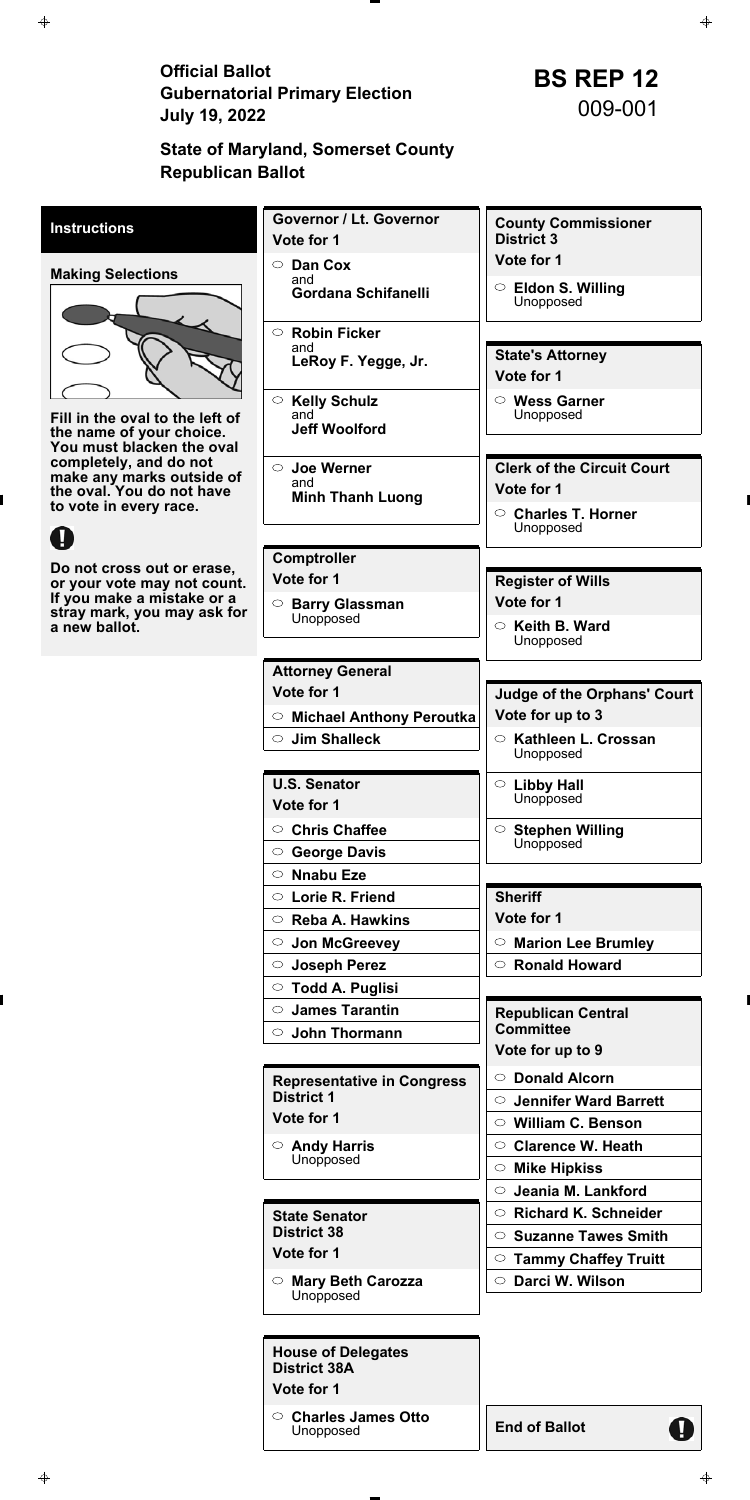**Official Ballot**
**Gubernatorial Primary Election**
**July 19, 2022**

**BS REP 12**
009-001

**State of Maryland, Somerset County**
**Republican Ballot**

## Instructions

**Making Selections**

**Fill in the oval to the left of the name of your choice. You must blacken the oval completely, and do not make any marks outside of the oval. You do not have to vote in every race.**

**Do not cross out or erase, or your vote may not count. If you make a mistake or a stray mark, you may ask for a new ballot.**

## Governor / Lt. Governor
**Vote for 1**

- ○ **Dan Cox** and **Gordana Schifanelli**
- ○ **Robin Ficker** and **LeRoy F. Yegge, Jr.**
- ○ **Kelly Schulz** and **Jeff Woolford**
- ○ **Joe Werner** and **Minh Thanh Luong**

## Comptroller
**Vote for 1**

- ○ **Barry Glassman** Unopposed

## Attorney General
**Vote for 1**

- ○ **Michael Anthony Peroutka**
- ○ **Jim Shalleck**

## U.S. Senator
**Vote for 1**

- ○ **Chris Chaffee**
- ○ **George Davis**
- ○ **Nnabu Eze**
- ○ **Lorie R. Friend**
- ○ **Reba A. Hawkins**
- ○ **Jon McGreevey**
- ○ **Joseph Perez**
- ○ **Todd A. Puglisi**
- ○ **James Tarantin**
- ○ **John Thormann**

## Representative in Congress District 1
**Vote for 1**

- ○ **Andy Harris** Unopposed

## State Senator District 38
**Vote for 1**

- ○ **Mary Beth Carozza** Unopposed

## House of Delegates District 38A
**Vote for 1**

- ○ **Charles James Otto** Unopposed

## County Commissioner District 3
**Vote for 1**

- ○ **Eldon S. Willing** Unopposed

## State's Attorney
**Vote for 1**

- ○ **Wess Garner** Unopposed

## Clerk of the Circuit Court
**Vote for 1**

- ○ **Charles T. Horner** Unopposed

## Register of Wills
**Vote for 1**

- ○ **Keith B. Ward** Unopposed

## Judge of the Orphans' Court
**Vote for up to 3**

- ○ **Kathleen L. Crossan** Unopposed
- ○ **Libby Hall** Unopposed
- ○ **Stephen Willing** Unopposed

## Sheriff
**Vote for 1**

- ○ **Marion Lee Brumley**
- ○ **Ronald Howard**

## Republican Central Committee
**Vote for up to 9**

- ○ **Donald Alcorn**
- ○ **Jennifer Ward Barrett**
- ○ **William C. Benson**
- ○ **Clarence W. Heath**
- ○ **Mike Hipkiss**
- ○ **Jeania M. Lankford**
- ○ **Richard K. Schneider**
- ○ **Suzanne Tawes Smith**
- ○ **Tammy Chaffey Truitt**
- ○ **Darci W. Wilson**

**End of Ballot**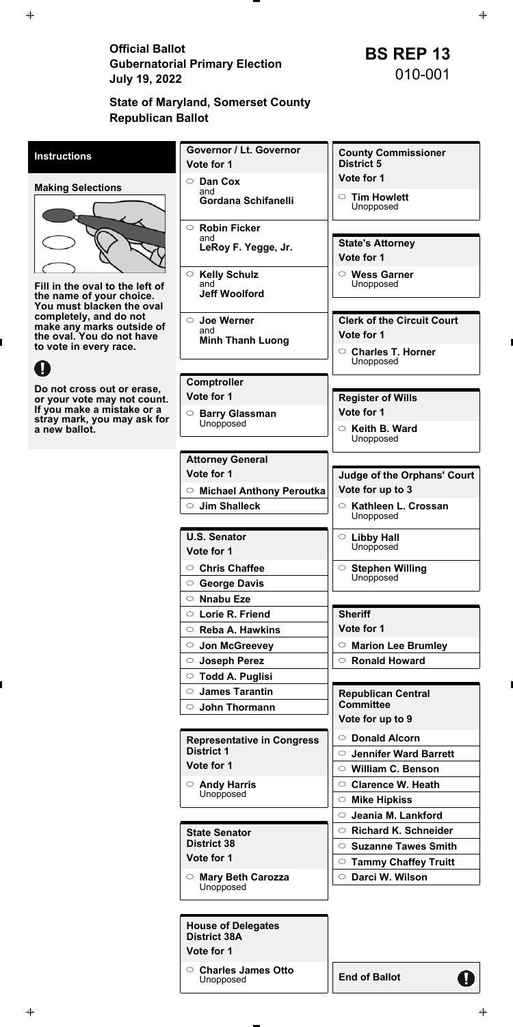**Official Ballot**
**Gubernatorial Primary Election**
**July 19, 2022**

# BS REP 13
010-001

**State of Maryland, Somerset County**
**Republican Ballot**

## Instructions

**Making Selections**

**Fill in the oval to the left of the name of your choice. You must blacken the oval completely, and do not make any marks outside of the oval. You do not have to vote in every race.**

**Do not cross out or erase, or your vote may not count. If you make a mistake or a stray mark, you may ask for a new ballot.**

## Governor / Lt. Governor
Vote for 1

- ○ **Dan Cox** and **Gordana Schifanelli**
- ○ **Robin Ficker** and **LeRoy F. Yegge, Jr.**
- ○ **Kelly Schulz** and **Jeff Woolford**
- ○ **Joe Werner** and **Minh Thanh Luong**

## Comptroller
Vote for 1

- ○ **Barry Glassman** Unopposed

## Attorney General
Vote for 1

- ○ **Michael Anthony Peroutka**
- ○ **Jim Shalleck**

## U.S. Senator
Vote for 1

- ○ **Chris Chaffee**
- ○ **George Davis**
- ○ **Nnabu Eze**
- ○ **Lorie R. Friend**
- ○ **Reba A. Hawkins**
- ○ **Jon McGreevey**
- ○ **Joseph Perez**
- ○ **Todd A. Puglisi**
- ○ **James Tarantin**
- ○ **John Thormann**

## Representative in Congress District 1
Vote for 1

- ○ **Andy Harris** Unopposed

## State Senator District 38
Vote for 1

- ○ **Mary Beth Carozza** Unopposed

## House of Delegates District 38A
Vote for 1

- ○ **Charles James Otto** Unopposed

## County Commissioner District 5
Vote for 1

- ○ **Tim Howlett** Unopposed

## State's Attorney
Vote for 1

- ○ **Wess Garner** Unopposed

## Clerk of the Circuit Court
Vote for 1

- ○ **Charles T. Horner** Unopposed

## Register of Wills
Vote for 1

- ○ **Keith B. Ward** Unopposed

## Judge of the Orphans' Court
Vote for up to 3

- ○ **Kathleen L. Crossan** Unopposed
- ○ **Libby Hall** Unopposed
- ○ **Stephen Willing** Unopposed

## Sheriff
Vote for 1

- ○ **Marion Lee Brumley**
- ○ **Ronald Howard**

## Republican Central Committee
Vote for up to 9

- ○ **Donald Alcorn**
- ○ **Jennifer Ward Barrett**
- ○ **William C. Benson**
- ○ **Clarence W. Heath**
- ○ **Mike Hipkiss**
- ○ **Jeania M. Lankford**
- ○ **Richard K. Schneider**
- ○ **Suzanne Tawes Smith**
- ○ **Tammy Chaffey Truitt**
- ○ **Darci W. Wilson**

**End of Ballot**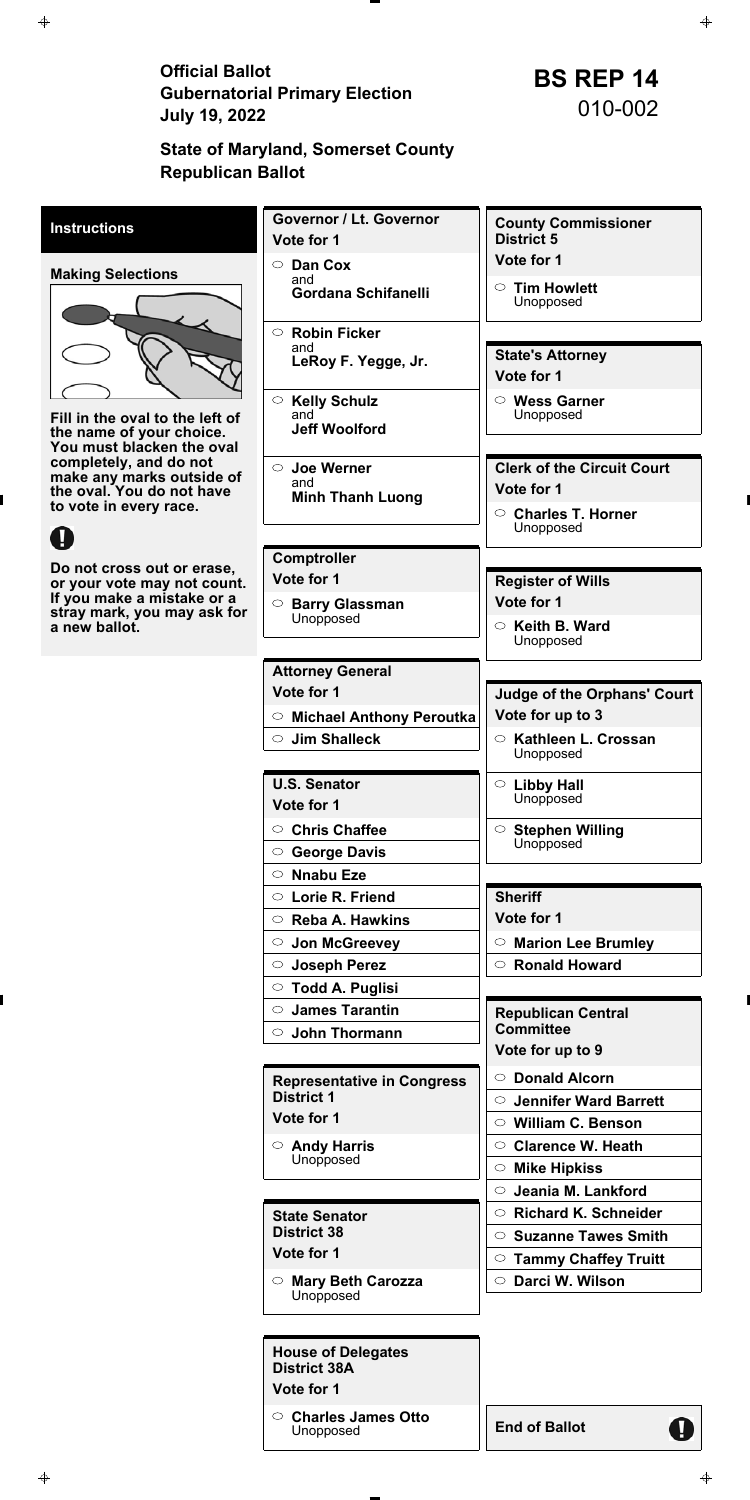**Official Ballot**
**Gubernatorial Primary Election**
**July 19, 2022**

# BS REP 14
010-002

## State of Maryland, Somerset County
## Republican Ballot

### Instructions

**Making Selections**

**Fill in the oval to the left of the name of your choice. You must blacken the oval completely, and do not make any marks outside of the oval. You do not have to vote in every race.**

**Do not cross out or erase, or your vote may not count. If you make a mistake or a stray mark, you may ask for a new ballot.**

### Governor / Lt. Governor
**Vote for 1**

- ○ **Dan Cox** and **Gordana Schifanelli**
- ○ **Robin Ficker** and **LeRoy F. Yegge, Jr.**
- ○ **Kelly Schulz** and **Jeff Woolford**
- ○ **Joe Werner** and **Minh Thanh Luong**

### Comptroller
**Vote for 1**

- ○ **Barry Glassman** Unopposed

### Attorney General
**Vote for 1**

- ○ **Michael Anthony Peroutka**
- ○ **Jim Shalleck**

### U.S. Senator
**Vote for 1**

- ○ **Chris Chaffee**
- ○ **George Davis**
- ○ **Nnabu Eze**
- ○ **Lorie R. Friend**
- ○ **Reba A. Hawkins**
- ○ **Jon McGreevey**
- ○ **Joseph Perez**
- ○ **Todd A. Puglisi**
- ○ **James Tarantin**
- ○ **John Thormann**

### Representative in Congress District 1
**Vote for 1**

- ○ **Andy Harris** Unopposed

### State Senator District 38
**Vote for 1**

- ○ **Mary Beth Carozza** Unopposed

### House of Delegates District 38A
**Vote for 1**

- ○ **Charles James Otto** Unopposed

### County Commissioner District 5
**Vote for 1**

- ○ **Tim Howlett** Unopposed

### State's Attorney
**Vote for 1**

- ○ **Wess Garner** Unopposed

### Clerk of the Circuit Court
**Vote for 1**

- ○ **Charles T. Horner** Unopposed

### Register of Wills
**Vote for 1**

- ○ **Keith B. Ward** Unopposed

### Judge of the Orphans' Court
**Vote for up to 3**

- ○ **Kathleen L. Crossan** Unopposed
- ○ **Libby Hall** Unopposed
- ○ **Stephen Willing** Unopposed

### Sheriff
**Vote for 1**

- ○ **Marion Lee Brumley**
- ○ **Ronald Howard**

### Republican Central Committee
**Vote for up to 9**

- ○ **Donald Alcorn**
- ○ **Jennifer Ward Barrett**
- ○ **William C. Benson**
- ○ **Clarence W. Heath**
- ○ **Mike Hipkiss**
- ○ **Jeania M. Lankford**
- ○ **Richard K. Schneider**
- ○ **Suzanne Tawes Smith**
- ○ **Tammy Chaffey Truitt**
- ○ **Darci W. Wilson**

**End of Ballot**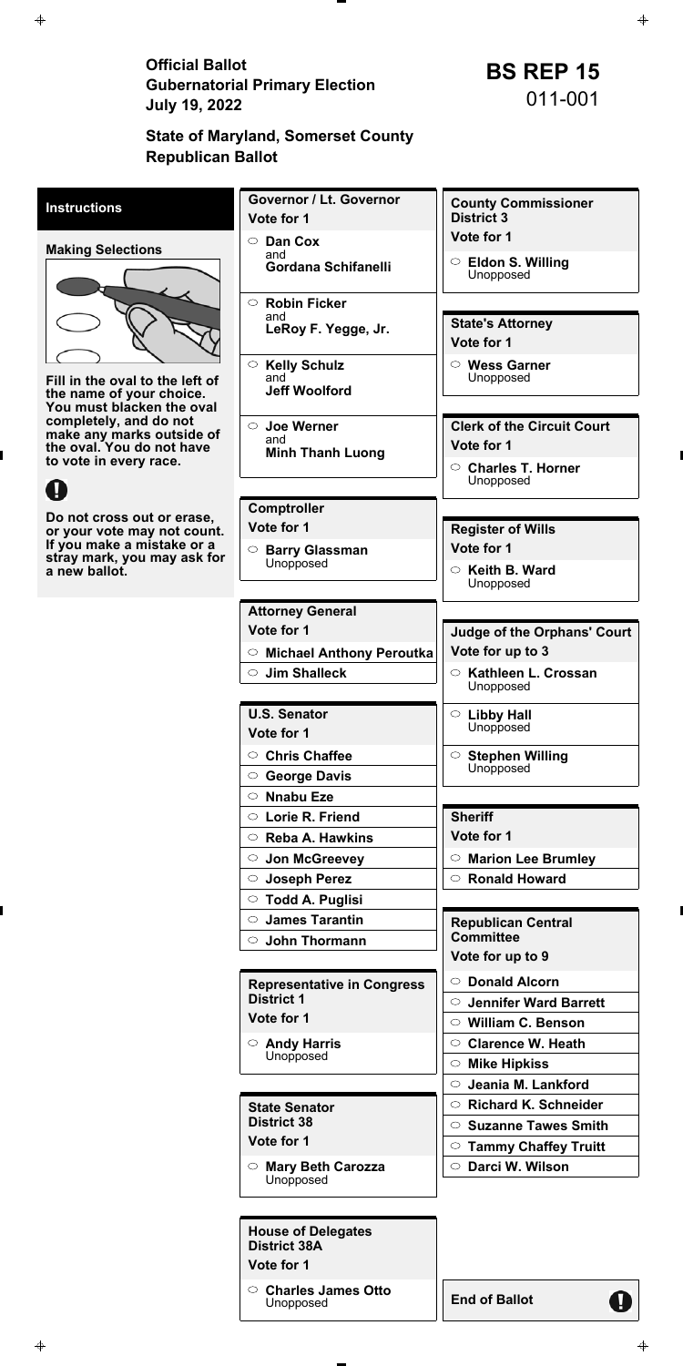**Official Ballot**
**Gubernatorial Primary Election**
**July 19, 2022**

# BS REP 15
011-001

**State of Maryland, Somerset County**
**Republican Ballot**

## Instructions

**Making Selections**

**Fill in the oval to the left of the name of your choice. You must blacken the oval completely, and do not make any marks outside of the oval. You do not have to vote in every race.**

**Do not cross out or erase, or your vote may not count. If you make a mistake or a stray mark, you may ask for a new ballot.**

### Governor / Lt. Governor
**Vote for 1**

- ○ **Dan Cox** and **Gordana Schifanelli**
- ○ **Robin Ficker** and **LeRoy F. Yegge, Jr.**
- ○ **Kelly Schulz** and **Jeff Woolford**
- ○ **Joe Werner** and **Minh Thanh Luong**

### Comptroller
**Vote for 1**

- ○ **Barry Glassman** Unopposed

### Attorney General
**Vote for 1**

- ○ **Michael Anthony Peroutka**
- ○ **Jim Shalleck**

### U.S. Senator
**Vote for 1**

- ○ **Chris Chaffee**
- ○ **George Davis**
- ○ **Nnabu Eze**
- ○ **Lorie R. Friend**
- ○ **Reba A. Hawkins**
- ○ **Jon McGreevey**
- ○ **Joseph Perez**
- ○ **Todd A. Puglisi**
- ○ **James Tarantin**
- ○ **John Thormann**

### Representative in Congress District 1
**Vote for 1**

- ○ **Andy Harris** Unopposed

### State Senator District 38
**Vote for 1**

- ○ **Mary Beth Carozza** Unopposed

### House of Delegates District 38A
**Vote for 1**

- ○ **Charles James Otto** Unopposed

### County Commissioner District 3
**Vote for 1**

- ○ **Eldon S. Willing** Unopposed

### State's Attorney
**Vote for 1**

- ○ **Wess Garner** Unopposed

### Clerk of the Circuit Court
**Vote for 1**

- ○ **Charles T. Horner** Unopposed

### Register of Wills
**Vote for 1**

- ○ **Keith B. Ward** Unopposed

### Judge of the Orphans' Court
**Vote for up to 3**

- ○ **Kathleen L. Crossan** Unopposed
- ○ **Libby Hall** Unopposed
- ○ **Stephen Willing** Unopposed

### Sheriff
**Vote for 1**

- ○ **Marion Lee Brumley**
- ○ **Ronald Howard**

### Republican Central Committee
**Vote for up to 9**

- ○ **Donald Alcorn**
- ○ **Jennifer Ward Barrett**
- ○ **William C. Benson**
- ○ **Clarence W. Heath**
- ○ **Mike Hipkiss**
- ○ **Jeania M. Lankford**
- ○ **Richard K. Schneider**
- ○ **Suzanne Tawes Smith**
- ○ **Tammy Chaffey Truitt**
- ○ **Darci W. Wilson**

**End of Ballot**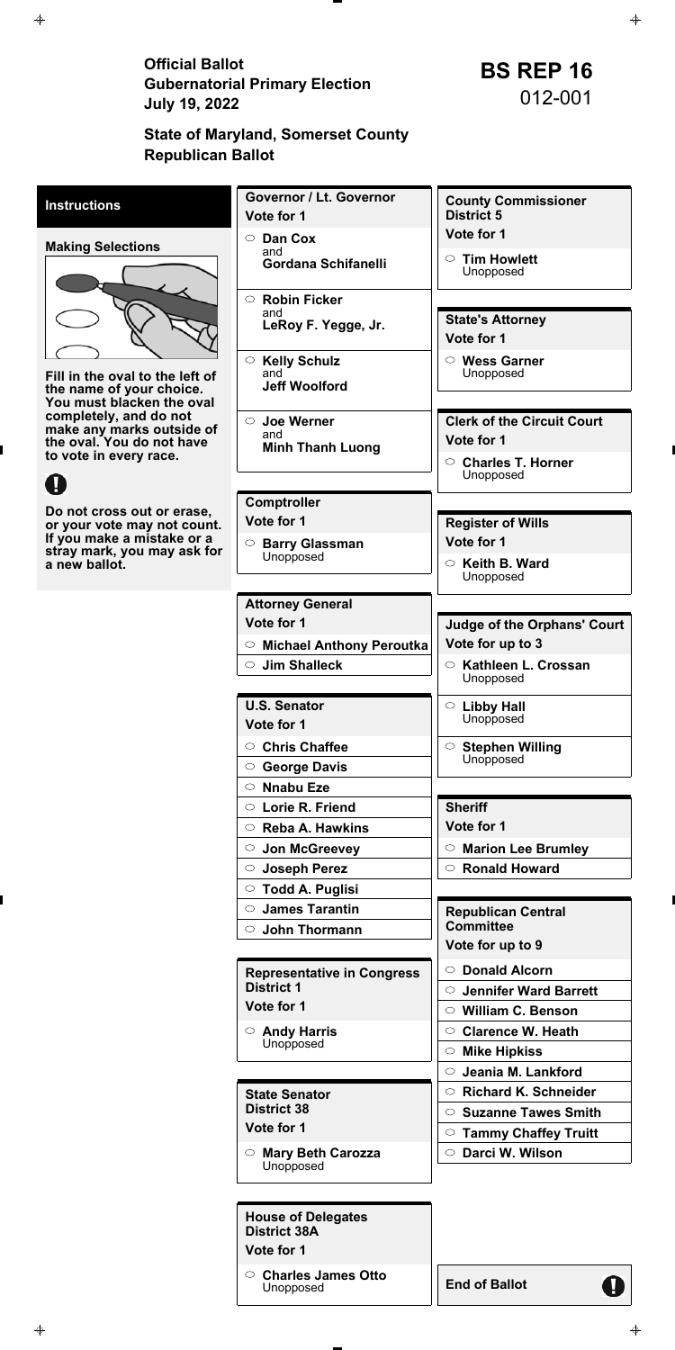**Official Ballot**
**Gubernatorial Primary Election**
**July 19, 2022**

# BS REP 16
012-001

## State of Maryland, Somerset County
## Republican Ballot

### Instructions

**Making Selections**

**Fill in the oval to the left of the name of your choice. You must blacken the oval completely, and do not make any marks outside of the oval. You do not have to vote in every race.**

**Do not cross out or erase, or your vote may not count. If you make a mistake or a stray mark, you may ask for a new ballot.**

### Governor / Lt. Governor
**Vote for 1**

- ○ **Dan Cox** and **Gordana Schifanelli**
- ○ **Robin Ficker** and **LeRoy F. Yegge, Jr.**
- ○ **Kelly Schulz** and **Jeff Woolford**
- ○ **Joe Werner** and **Minh Thanh Luong**

### Comptroller
**Vote for 1**

- ○ **Barry Glassman** Unopposed

### Attorney General
**Vote for 1**

- ○ **Michael Anthony Peroutka**
- ○ **Jim Shalleck**

### U.S. Senator
**Vote for 1**

- ○ **Chris Chaffee**
- ○ **George Davis**
- ○ **Nnabu Eze**
- ○ **Lorie R. Friend**
- ○ **Reba A. Hawkins**
- ○ **Jon McGreevey**
- ○ **Joseph Perez**
- ○ **Todd A. Puglisi**
- ○ **James Tarantin**
- ○ **John Thormann**

### Representative in Congress District 1
**Vote for 1**

- ○ **Andy Harris** Unopposed

### State Senator District 38
**Vote for 1**

- ○ **Mary Beth Carozza** Unopposed

### House of Delegates District 38A
**Vote for 1**

- ○ **Charles James Otto** Unopposed

### County Commissioner District 5
**Vote for 1**

- ○ **Tim Howlett** Unopposed

### State's Attorney
**Vote for 1**

- ○ **Wess Garner** Unopposed

### Clerk of the Circuit Court
**Vote for 1**

- ○ **Charles T. Horner** Unopposed

### Register of Wills
**Vote for 1**

- ○ **Keith B. Ward** Unopposed

### Judge of the Orphans' Court
**Vote for up to 3**

- ○ **Kathleen L. Crossan** Unopposed
- ○ **Libby Hall** Unopposed
- ○ **Stephen Willing** Unopposed

### Sheriff
**Vote for 1**

- ○ **Marion Lee Brumley**
- ○ **Ronald Howard**

### Republican Central Committee
**Vote for up to 9**

- ○ **Donald Alcorn**
- ○ **Jennifer Ward Barrett**
- ○ **William C. Benson**
- ○ **Clarence W. Heath**
- ○ **Mike Hipkiss**
- ○ **Jeania M. Lankford**
- ○ **Richard K. Schneider**
- ○ **Suzanne Tawes Smith**
- ○ **Tammy Chaffey Truitt**
- ○ **Darci W. Wilson**

**End of Ballot**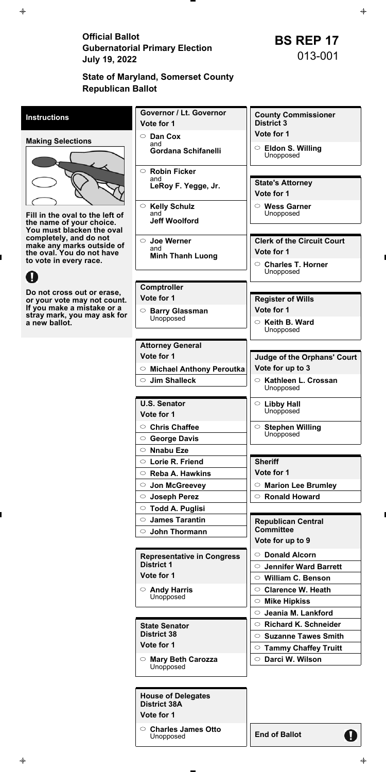**Official Ballot**
**Gubernatorial Primary Election**
**July 19, 2022**

# BS REP 17
013-001

**State of Maryland, Somerset County**
**Republican Ballot**

## Instructions

**Making Selections**

**Fill in the oval to the left of the name of your choice. You must blacken the oval completely, and do not make any marks outside of the oval. You do not have to vote in every race.**

**Do not cross out or erase, or your vote may not count. If you make a mistake or a stray mark, you may ask for a new ballot.**

### Governor / Lt. Governor
**Vote for 1**

- ○ **Dan Cox** and **Gordana Schifanelli**
- ○ **Robin Ficker** and **LeRoy F. Yegge, Jr.**
- ○ **Kelly Schulz** and **Jeff Woolford**
- ○ **Joe Werner** and **Minh Thanh Luong**

### Comptroller
**Vote for 1**

- ○ **Barry Glassman** Unopposed

### Attorney General
**Vote for 1**

- ○ **Michael Anthony Peroutka**
- ○ **Jim Shalleck**

### U.S. Senator
**Vote for 1**

- ○ **Chris Chaffee**
- ○ **George Davis**
- ○ **Nnabu Eze**
- ○ **Lorie R. Friend**
- ○ **Reba A. Hawkins**
- ○ **Jon McGreevey**
- ○ **Joseph Perez**
- ○ **Todd A. Puglisi**
- ○ **James Tarantin**
- ○ **John Thormann**

### Representative in Congress District 1
**Vote for 1**

- ○ **Andy Harris** Unopposed

### State Senator District 38
**Vote for 1**

- ○ **Mary Beth Carozza** Unopposed

### House of Delegates District 38A
**Vote for 1**

- ○ **Charles James Otto** Unopposed

### County Commissioner District 3
**Vote for 1**

- ○ **Eldon S. Willing** Unopposed

### State's Attorney
**Vote for 1**

- ○ **Wess Garner** Unopposed

### Clerk of the Circuit Court
**Vote for 1**

- ○ **Charles T. Horner** Unopposed

### Register of Wills
**Vote for 1**

- ○ **Keith B. Ward** Unopposed

### Judge of the Orphans' Court
**Vote for up to 3**

- ○ **Kathleen L. Crossan** Unopposed
- ○ **Libby Hall** Unopposed
- ○ **Stephen Willing** Unopposed

### Sheriff
**Vote for 1**

- ○ **Marion Lee Brumley**
- ○ **Ronald Howard**

### Republican Central Committee
**Vote for up to 9**

- ○ **Donald Alcorn**
- ○ **Jennifer Ward Barrett**
- ○ **William C. Benson**
- ○ **Clarence W. Heath**
- ○ **Mike Hipkiss**
- ○ **Jeania M. Lankford**
- ○ **Richard K. Schneider**
- ○ **Suzanne Tawes Smith**
- ○ **Tammy Chaffey Truitt**
- ○ **Darci W. Wilson**

**End of Ballot**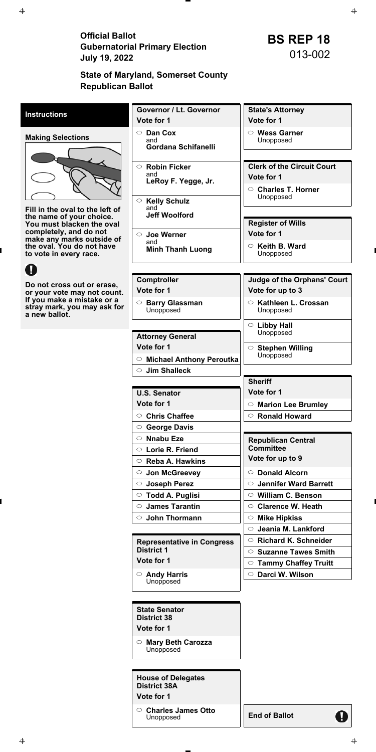**Official Ballot**
**Gubernatorial Primary Election**
**July 19, 2022**

# BS REP 18
013-002

## State of Maryland, Somerset County
## Republican Ballot

### Instructions

**Making Selections**

**Fill in the oval to the left of the name of your choice. You must blacken the oval completely, and do not make any marks outside of the oval. You do not have to vote in every race.**

**Do not cross out or erase, or your vote may not count. If you make a mistake or a stray mark, you may ask for a new ballot.**

### Governor / Lt. Governor
**Vote for 1**

- ○ **Dan Cox** and **Gordana Schifanelli**
- ○ **Robin Ficker** and **LeRoy F. Yegge, Jr.**
- ○ **Kelly Schulz** and **Jeff Woolford**
- ○ **Joe Werner** and **Minh Thanh Luong**

### Comptroller
**Vote for 1**

- ○ **Barry Glassman** Unopposed

### Attorney General
**Vote for 1**

- ○ **Michael Anthony Peroutka**
- ○ **Jim Shalleck**

### U.S. Senator
**Vote for 1**

- ○ **Chris Chaffee**
- ○ **George Davis**
- ○ **Nnabu Eze**
- ○ **Lorie R. Friend**
- ○ **Reba A. Hawkins**
- ○ **Jon McGreevey**
- ○ **Joseph Perez**
- ○ **Todd A. Puglisi**
- ○ **James Tarantin**
- ○ **John Thormann**

### Representative in Congress District 1
**Vote for 1**

- ○ **Andy Harris** Unopposed

### State Senator District 38
**Vote for 1**

- ○ **Mary Beth Carozza** Unopposed

### House of Delegates District 38A
**Vote for 1**

- ○ **Charles James Otto** Unopposed

### State's Attorney
**Vote for 1**

- ○ **Wess Garner** Unopposed

### Clerk of the Circuit Court
**Vote for 1**

- ○ **Charles T. Horner** Unopposed

### Register of Wills
**Vote for 1**

- ○ **Keith B. Ward** Unopposed

### Judge of the Orphans' Court
**Vote for up to 3**

- ○ **Kathleen L. Crossan** Unopposed
- ○ **Libby Hall** Unopposed
- ○ **Stephen Willing** Unopposed

### Sheriff
**Vote for 1**

- ○ **Marion Lee Brumley**
- ○ **Ronald Howard**

### Republican Central Committee
**Vote for up to 9**

- ○ **Donald Alcorn**
- ○ **Jennifer Ward Barrett**
- ○ **William C. Benson**
- ○ **Clarence W. Heath**
- ○ **Mike Hipkiss**
- ○ **Jeania M. Lankford**
- ○ **Richard K. Schneider**
- ○ **Suzanne Tawes Smith**
- ○ **Tammy Chaffey Truitt**
- ○ **Darci W. Wilson**

**End of Ballot**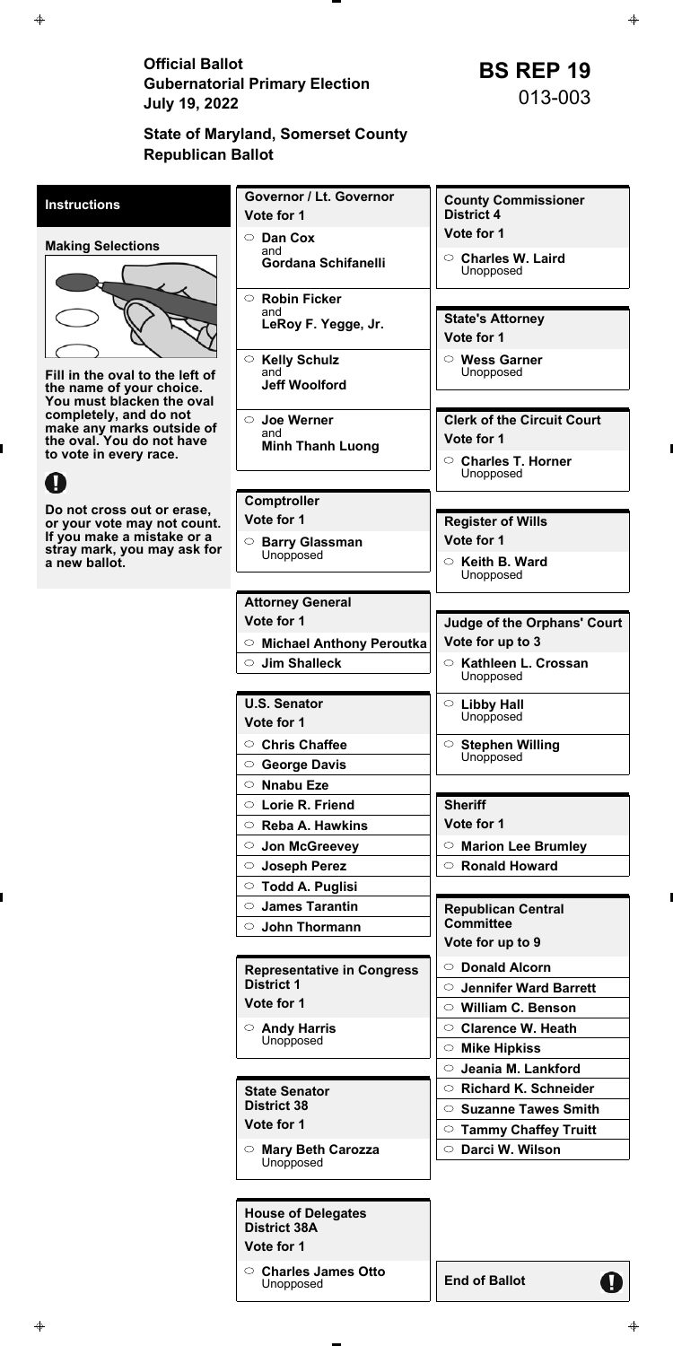**Official Ballot**
**Gubernatorial Primary Election**
**July 19, 2022**

**BS REP 19**
013-003

**State of Maryland, Somerset County**
**Republican Ballot**

## Instructions

**Making Selections**

**Fill in the oval to the left of the name of your choice. You must blacken the oval completely, and do not make any marks outside of the oval. You do not have to vote in every race.**

**Do not cross out or erase, or your vote may not count. If you make a mistake or a stray mark, you may ask for a new ballot.**

### Governor / Lt. Governor
Vote for 1

- ○ **Dan Cox** and **Gordana Schifanelli**
- ○ **Robin Ficker** and **LeRoy F. Yegge, Jr.**
- ○ **Kelly Schulz** and **Jeff Woolford**
- ○ **Joe Werner** and **Minh Thanh Luong**

### Comptroller
Vote for 1

- ○ **Barry Glassman** Unopposed

### Attorney General
Vote for 1

- ○ **Michael Anthony Peroutka**
- ○ **Jim Shalleck**

### U.S. Senator
Vote for 1

- ○ **Chris Chaffee**
- ○ **George Davis**
- ○ **Nnabu Eze**
- ○ **Lorie R. Friend**
- ○ **Reba A. Hawkins**
- ○ **Jon McGreevey**
- ○ **Joseph Perez**
- ○ **Todd A. Puglisi**
- ○ **James Tarantin**
- ○ **John Thormann**

### Representative in Congress District 1
Vote for 1

- ○ **Andy Harris** Unopposed

### State Senator District 38
Vote for 1

- ○ **Mary Beth Carozza** Unopposed

### House of Delegates District 38A
Vote for 1

- ○ **Charles James Otto** Unopposed

### County Commissioner District 4
Vote for 1

- ○ **Charles W. Laird** Unopposed

### State's Attorney
Vote for 1

- ○ **Wess Garner** Unopposed

### Clerk of the Circuit Court
Vote for 1

- ○ **Charles T. Horner** Unopposed

### Register of Wills
Vote for 1

- ○ **Keith B. Ward** Unopposed

### Judge of the Orphans' Court
Vote for up to 3

- ○ **Kathleen L. Crossan** Unopposed
- ○ **Libby Hall** Unopposed
- ○ **Stephen Willing** Unopposed

### Sheriff
Vote for 1

- ○ **Marion Lee Brumley**
- ○ **Ronald Howard**

### Republican Central Committee
Vote for up to 9

- ○ **Donald Alcorn**
- ○ **Jennifer Ward Barrett**
- ○ **William C. Benson**
- ○ **Clarence W. Heath**
- ○ **Mike Hipkiss**
- ○ **Jeania M. Lankford**
- ○ **Richard K. Schneider**
- ○ **Suzanne Tawes Smith**
- ○ **Tammy Chaffey Truitt**
- ○ **Darci W. Wilson**

**End of Ballot**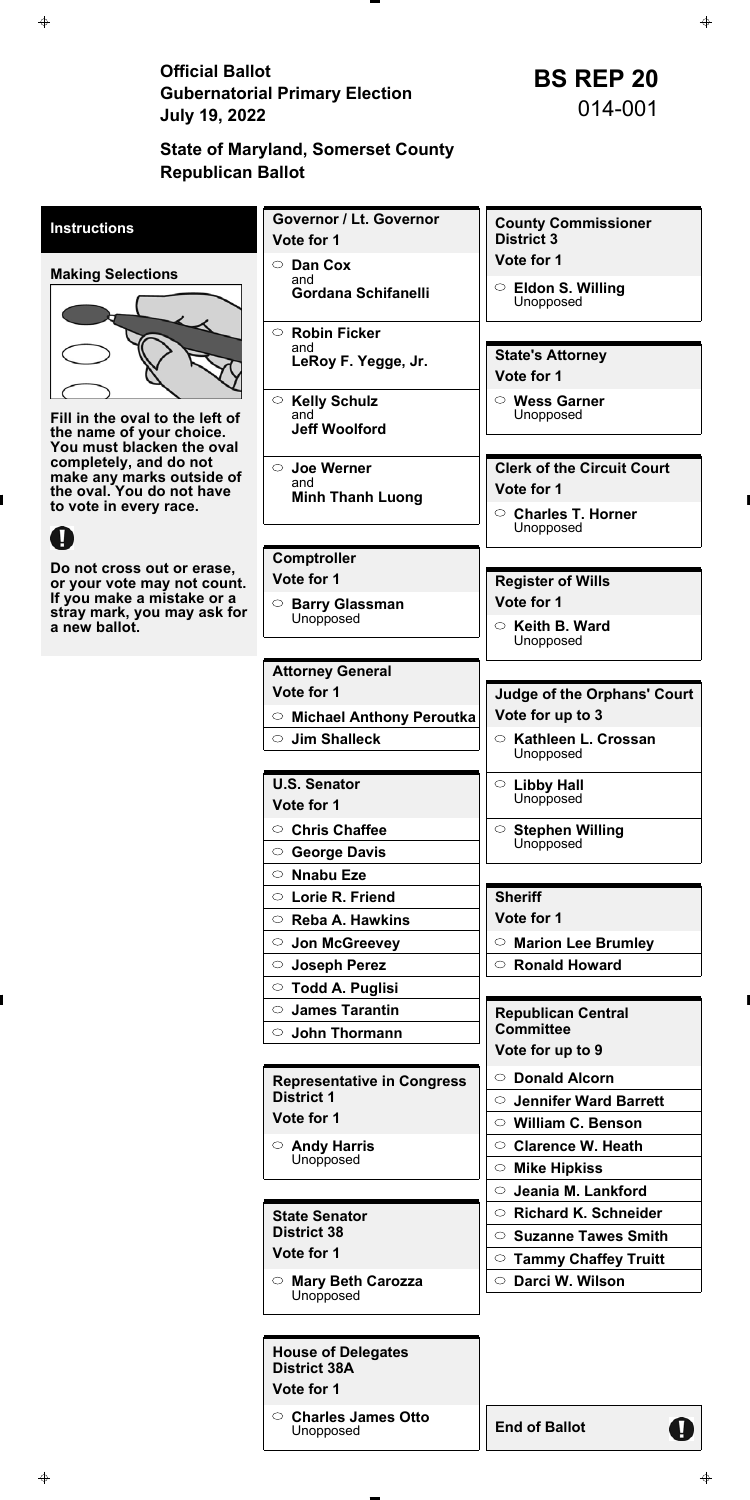**Official Ballot**
**Gubernatorial Primary Election**
**July 19, 2022**

**BS REP 20**
014-001

**State of Maryland, Somerset County**
**Republican Ballot**

## Instructions

**Making Selections**

**Fill in the oval to the left of the name of your choice. You must blacken the oval completely, and do not make any marks outside of the oval. You do not have to vote in every race.**

**Do not cross out or erase, or your vote may not count. If you make a mistake or a stray mark, you may ask for a new ballot.**

### Governor / Lt. Governor
**Vote for 1**

- ○ **Dan Cox** and **Gordana Schifanelli**
- ○ **Robin Ficker** and **LeRoy F. Yegge, Jr.**
- ○ **Kelly Schulz** and **Jeff Woolford**
- ○ **Joe Werner** and **Minh Thanh Luong**

### Comptroller
**Vote for 1**

- ○ **Barry Glassman** Unopposed

### Attorney General
**Vote for 1**

- ○ **Michael Anthony Peroutka**
- ○ **Jim Shalleck**

### U.S. Senator
**Vote for 1**

- ○ **Chris Chaffee**
- ○ **George Davis**
- ○ **Nnabu Eze**
- ○ **Lorie R. Friend**
- ○ **Reba A. Hawkins**
- ○ **Jon McGreevey**
- ○ **Joseph Perez**
- ○ **Todd A. Puglisi**
- ○ **James Tarantin**
- ○ **John Thormann**

### Representative in Congress District 1
**Vote for 1**

- ○ **Andy Harris** Unopposed

### State Senator District 38
**Vote for 1**

- ○ **Mary Beth Carozza** Unopposed

### House of Delegates District 38A
**Vote for 1**

- ○ **Charles James Otto** Unopposed

### County Commissioner District 3
**Vote for 1**

- ○ **Eldon S. Willing** Unopposed

### State's Attorney
**Vote for 1**

- ○ **Wess Garner** Unopposed

### Clerk of the Circuit Court
**Vote for 1**

- ○ **Charles T. Horner** Unopposed

### Register of Wills
**Vote for 1**

- ○ **Keith B. Ward** Unopposed

### Judge of the Orphans' Court
**Vote for up to 3**

- ○ **Kathleen L. Crossan** Unopposed
- ○ **Libby Hall** Unopposed
- ○ **Stephen Willing** Unopposed

### Sheriff
**Vote for 1**

- ○ **Marion Lee Brumley**
- ○ **Ronald Howard**

### Republican Central Committee
**Vote for up to 9**

- ○ **Donald Alcorn**
- ○ **Jennifer Ward Barrett**
- ○ **William C. Benson**
- ○ **Clarence W. Heath**
- ○ **Mike Hipkiss**
- ○ **Jeania M. Lankford**
- ○ **Richard K. Schneider**
- ○ **Suzanne Tawes Smith**
- ○ **Tammy Chaffey Truitt**
- ○ **Darci W. Wilson**

**End of Ballot**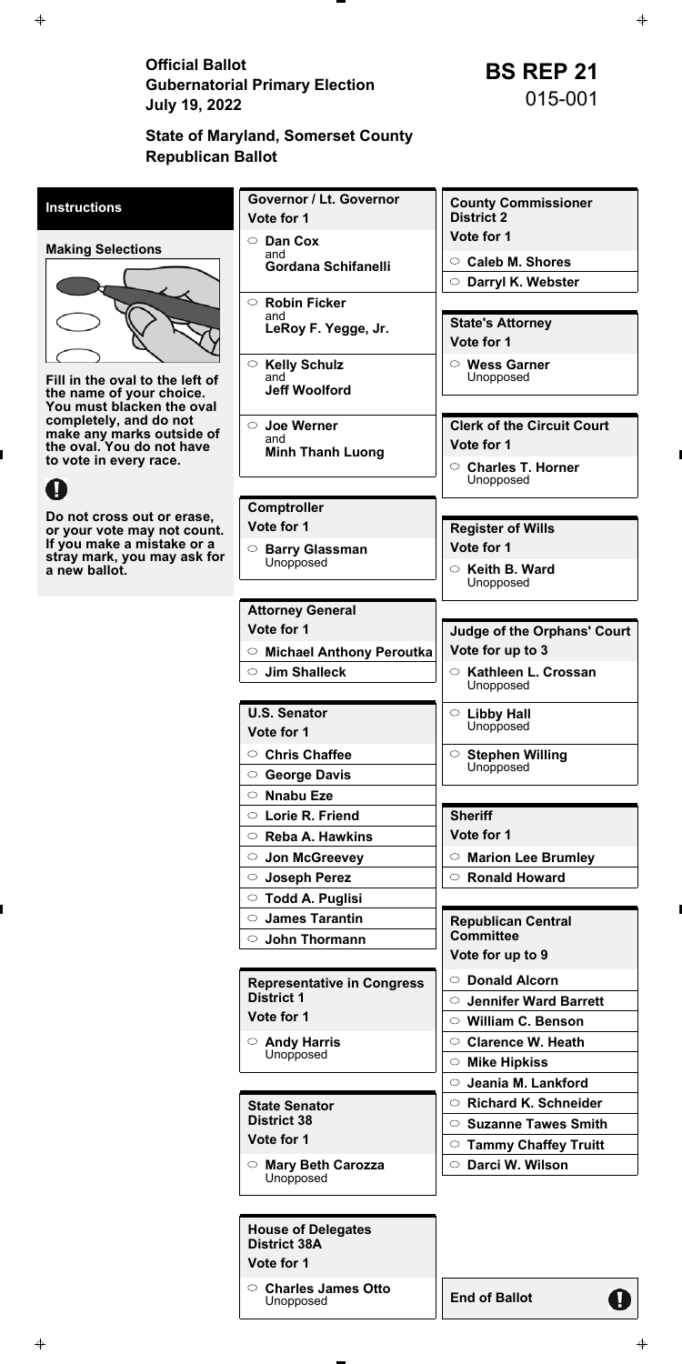**Official Ballot**
**Gubernatorial Primary Election**
**July 19, 2022**

**BS REP 21**
015-001

**State of Maryland, Somerset County**
**Republican Ballot**

## Instructions

**Making Selections**

**Fill in the oval to the left of the name of your choice. You must blacken the oval completely, and do not make any marks outside of the oval. You do not have to vote in every race.**

**Do not cross out or erase, or your vote may not count. If you make a mistake or a stray mark, you may ask for a new ballot.**

### Governor / Lt. Governor
Vote for 1

- ○ **Dan Cox** and **Gordana Schifanelli**
- ○ **Robin Ficker** and **LeRoy F. Yegge, Jr.**
- ○ **Kelly Schulz** and **Jeff Woolford**
- ○ **Joe Werner** and **Minh Thanh Luong**

### Comptroller
Vote for 1

- ○ **Barry Glassman** Unopposed

### Attorney General
Vote for 1

- ○ **Michael Anthony Peroutka**
- ○ **Jim Shalleck**

### U.S. Senator
Vote for 1

- ○ **Chris Chaffee**
- ○ **George Davis**
- ○ **Nnabu Eze**
- ○ **Lorie R. Friend**
- ○ **Reba A. Hawkins**
- ○ **Jon McGreevey**
- ○ **Joseph Perez**
- ○ **Todd A. Puglisi**
- ○ **James Tarantin**
- ○ **John Thormann**

### Representative in Congress District 1
Vote for 1

- ○ **Andy Harris** Unopposed

### State Senator District 38
Vote for 1

- ○ **Mary Beth Carozza** Unopposed

### House of Delegates District 38A
Vote for 1

- ○ **Charles James Otto** Unopposed

### County Commissioner District 2
Vote for 1

- ○ **Caleb M. Shores**
- ○ **Darryl K. Webster**

### State's Attorney
Vote for 1

- ○ **Wess Garner** Unopposed

### Clerk of the Circuit Court
Vote for 1

- ○ **Charles T. Horner** Unopposed

### Register of Wills
Vote for 1

- ○ **Keith B. Ward** Unopposed

### Judge of the Orphans' Court
Vote for up to 3

- ○ **Kathleen L. Crossan** Unopposed
- ○ **Libby Hall** Unopposed
- ○ **Stephen Willing** Unopposed

### Sheriff
Vote for 1

- ○ **Marion Lee Brumley**
- ○ **Ronald Howard**

### Republican Central Committee
Vote for up to 9

- ○ **Donald Alcorn**
- ○ **Jennifer Ward Barrett**
- ○ **William C. Benson**
- ○ **Clarence W. Heath**
- ○ **Mike Hipkiss**
- ○ **Jeania M. Lankford**
- ○ **Richard K. Schneider**
- ○ **Suzanne Tawes Smith**
- ○ **Tammy Chaffey Truitt**
- ○ **Darci W. Wilson**

**End of Ballot**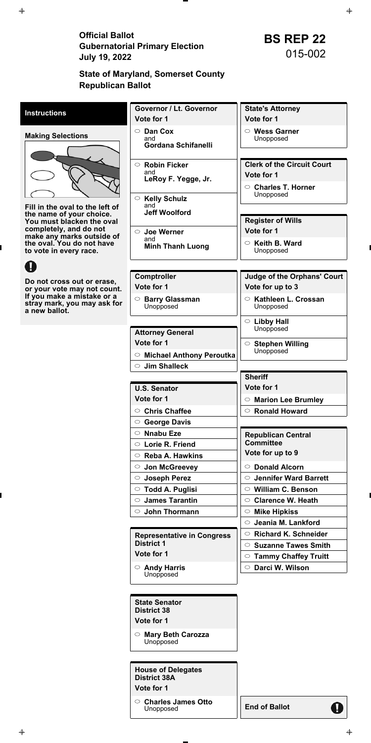**Official Ballot**
**Gubernatorial Primary Election**
**July 19, 2022**

# BS REP 22
015-002

## State of Maryland, Somerset County
## Republican Ballot

### Instructions

**Making Selections**

**Fill in the oval to the left of the name of your choice. You must blacken the oval completely, and do not make any marks outside of the oval. You do not have to vote in every race.**

**Do not cross out or erase, or your vote may not count. If you make a mistake or a stray mark, you may ask for a new ballot.**

### Governor / Lt. Governor
Vote for 1

- ○ **Dan Cox** and **Gordana Schifanelli**
- ○ **Robin Ficker** and **LeRoy F. Yegge, Jr.**
- ○ **Kelly Schulz** and **Jeff Woolford**
- ○ **Joe Werner** and **Minh Thanh Luong**

### Comptroller
Vote for 1

- ○ **Barry Glassman** Unopposed

### Attorney General
Vote for 1

- ○ **Michael Anthony Peroutka**
- ○ **Jim Shalleck**

### U.S. Senator
Vote for 1

- ○ **Chris Chaffee**
- ○ **George Davis**
- ○ **Nnabu Eze**
- ○ **Lorie R. Friend**
- ○ **Reba A. Hawkins**
- ○ **Jon McGreevey**
- ○ **Joseph Perez**
- ○ **Todd A. Puglisi**
- ○ **James Tarantin**
- ○ **John Thormann**

### Representative in Congress District 1
Vote for 1

- ○ **Andy Harris** Unopposed

### State Senator District 38
Vote for 1

- ○ **Mary Beth Carozza** Unopposed

### House of Delegates District 38A
Vote for 1

- ○ **Charles James Otto** Unopposed

### State's Attorney
Vote for 1

- ○ **Wess Garner** Unopposed

### Clerk of the Circuit Court
Vote for 1

- ○ **Charles T. Horner** Unopposed

### Register of Wills
Vote for 1

- ○ **Keith B. Ward** Unopposed

### Judge of the Orphans' Court
Vote for up to 3

- ○ **Kathleen L. Crossan** Unopposed
- ○ **Libby Hall** Unopposed
- ○ **Stephen Willing** Unopposed

### Sheriff
Vote for 1

- ○ **Marion Lee Brumley**
- ○ **Ronald Howard**

### Republican Central Committee
Vote for up to 9

- ○ **Donald Alcorn**
- ○ **Jennifer Ward Barrett**
- ○ **William C. Benson**
- ○ **Clarence W. Heath**
- ○ **Mike Hipkiss**
- ○ **Jeania M. Lankford**
- ○ **Richard K. Schneider**
- ○ **Suzanne Tawes Smith**
- ○ **Tammy Chaffey Truitt**
- ○ **Darci W. Wilson**

**End of Ballot**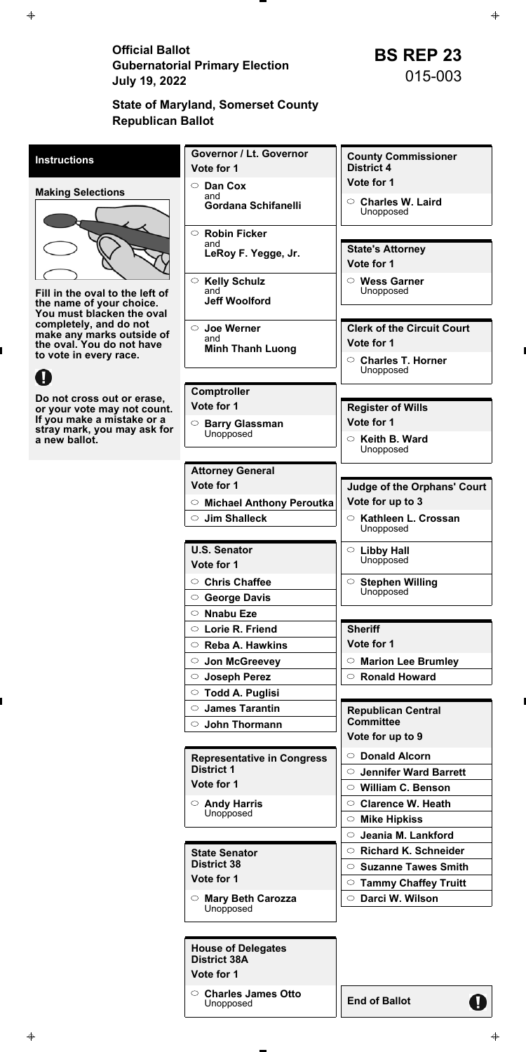**Official Ballot**
**Gubernatorial Primary Election**
**July 19, 2022**

# BS REP 23
015-003

**State of Maryland, Somerset County**
**Republican Ballot**

## Instructions

**Making Selections**

**Fill in the oval to the left of the name of your choice. You must blacken the oval completely, and do not make any marks outside of the oval. You do not have to vote in every race.**

**Do not cross out or erase, or your vote may not count. If you make a mistake or a stray mark, you may ask for a new ballot.**

### Governor / Lt. Governor
Vote for 1

- ○ **Dan Cox** and **Gordana Schifanelli**
- ○ **Robin Ficker** and **LeRoy F. Yegge, Jr.**
- ○ **Kelly Schulz** and **Jeff Woolford**
- ○ **Joe Werner** and **Minh Thanh Luong**

### Comptroller
Vote for 1

- ○ **Barry Glassman** Unopposed

### Attorney General
Vote for 1

- ○ **Michael Anthony Peroutka**
- ○ **Jim Shalleck**

### U.S. Senator
Vote for 1

- ○ **Chris Chaffee**
- ○ **George Davis**
- ○ **Nnabu Eze**
- ○ **Lorie R. Friend**
- ○ **Reba A. Hawkins**
- ○ **Jon McGreevey**
- ○ **Joseph Perez**
- ○ **Todd A. Puglisi**
- ○ **James Tarantin**
- ○ **John Thormann**

### Representative in Congress District 1
Vote for 1

- ○ **Andy Harris** Unopposed

### State Senator District 38
Vote for 1

- ○ **Mary Beth Carozza** Unopposed

### House of Delegates District 38A
Vote for 1

- ○ **Charles James Otto** Unopposed

### County Commissioner District 4
Vote for 1

- ○ **Charles W. Laird** Unopposed

### State's Attorney
Vote for 1

- ○ **Wess Garner** Unopposed

### Clerk of the Circuit Court
Vote for 1

- ○ **Charles T. Horner** Unopposed

### Register of Wills
Vote for 1

- ○ **Keith B. Ward** Unopposed

### Judge of the Orphans' Court
Vote for up to 3

- ○ **Kathleen L. Crossan** Unopposed
- ○ **Libby Hall** Unopposed
- ○ **Stephen Willing** Unopposed

### Sheriff
Vote for 1

- ○ **Marion Lee Brumley**
- ○ **Ronald Howard**

### Republican Central Committee
Vote for up to 9

- ○ **Donald Alcorn**
- ○ **Jennifer Ward Barrett**
- ○ **William C. Benson**
- ○ **Clarence W. Heath**
- ○ **Mike Hipkiss**
- ○ **Jeania M. Lankford**
- ○ **Richard K. Schneider**
- ○ **Suzanne Tawes Smith**
- ○ **Tammy Chaffey Truitt**
- ○ **Darci W. Wilson**

**End of Ballot**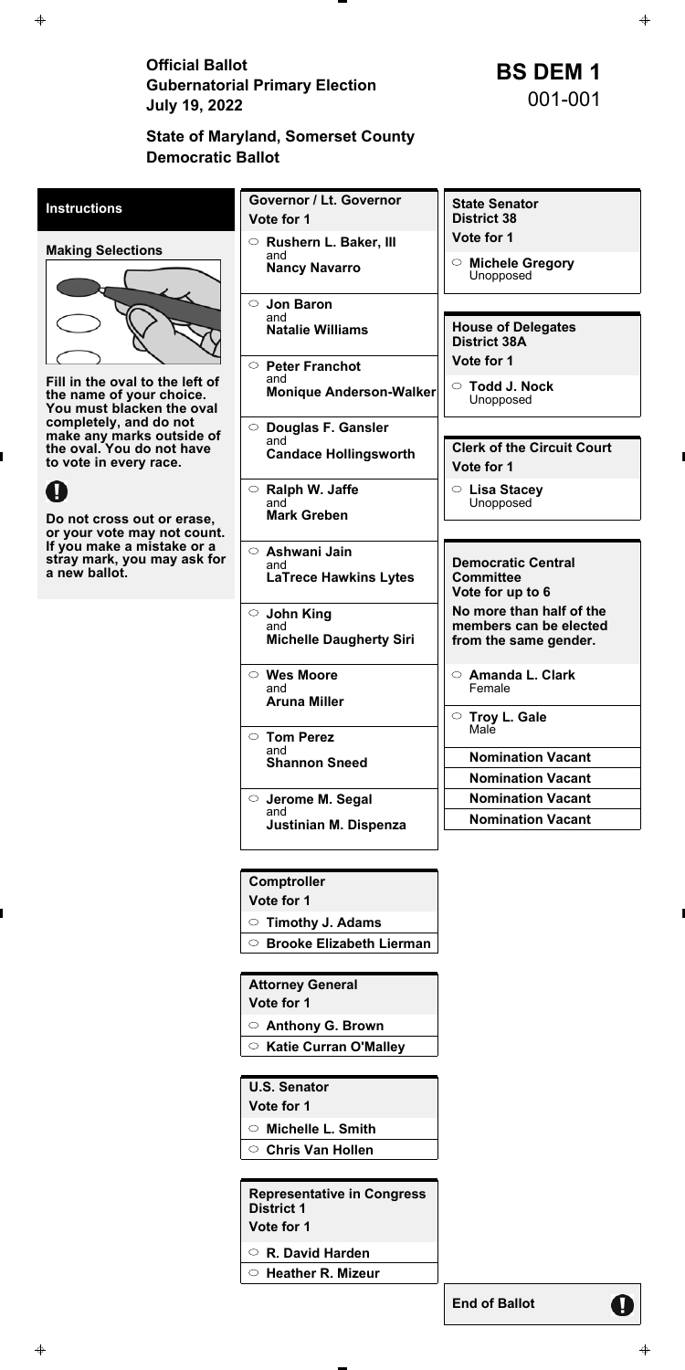**Official Ballot**
**Gubernatorial Primary Election**
**July 19, 2022**

# BS DEM 1
001-001

**State of Maryland, Somerset County**
**Democratic Ballot**

## Instructions

**Making Selections**

**Fill in the oval to the left of the name of your choice. You must blacken the oval completely, and do not make any marks outside of the oval. You do not have to vote in every race.**

**Do not cross out or erase, or your vote may not count. If you make a mistake or a stray mark, you may ask for a new ballot.**

## Governor / Lt. Governor
**Vote for 1**

- ○ **Rushern L. Baker, III** and **Nancy Navarro**
- ○ **Jon Baron** and **Natalie Williams**
- ○ **Peter Franchot** and **Monique Anderson-Walker**
- ○ **Douglas F. Gansler** and **Candace Hollingsworth**
- ○ **Ralph W. Jaffe** and **Mark Greben**
- ○ **Ashwani Jain** and **LaTrece Hawkins Lytes**
- ○ **John King** and **Michelle Daugherty Siri**
- ○ **Wes Moore** and **Aruna Miller**
- ○ **Tom Perez** and **Shannon Sneed**
- ○ **Jerome M. Segal** and **Justinian M. Dispenza**

## Comptroller
**Vote for 1**

- ○ **Timothy J. Adams**
- ○ **Brooke Elizabeth Lierman**

## Attorney General
**Vote for 1**

- ○ **Anthony G. Brown**
- ○ **Katie Curran O'Malley**

## U.S. Senator
**Vote for 1**

- ○ **Michelle L. Smith**
- ○ **Chris Van Hollen**

## Representative in Congress District 1
**Vote for 1**

- ○ **R. David Harden**
- ○ **Heather R. Mizeur**

## State Senator District 38
**Vote for 1**

- ○ **Michele Gregory** Unopposed

## House of Delegates District 38A
**Vote for 1**

- ○ **Todd J. Nock** Unopposed

## Clerk of the Circuit Court
**Vote for 1**

- ○ **Lisa Stacey** Unopposed

## Democratic Central Committee
**Vote for up to 6**

**No more than half of the members can be elected from the same gender.**

- ○ **Amanda L. Clark** Female
- ○ **Troy L. Gale** Male
- **Nomination Vacant**
- **Nomination Vacant**
- **Nomination Vacant**
- **Nomination Vacant**

**End of Ballot**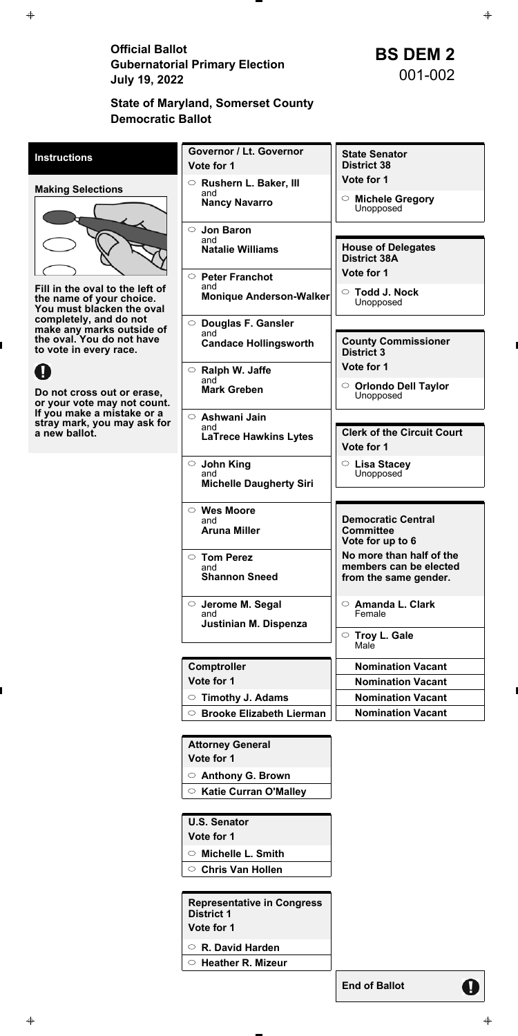**Official Ballot**
**Gubernatorial Primary Election**
**July 19, 2022**

# BS DEM 2
001-002

**State of Maryland, Somerset County**
**Democratic Ballot**

## Instructions

**Making Selections**

**Fill in the oval to the left of the name of your choice. You must blacken the oval completely, and do not make any marks outside of the oval. You do not have to vote in every race.**

**Do not cross out or erase, or your vote may not count. If you make a mistake or a stray mark, you may ask for a new ballot.**

## Governor / Lt. Governor
**Vote for 1**

- ○ **Rushern L. Baker, III** and **Nancy Navarro**
- ○ **Jon Baron** and **Natalie Williams**
- ○ **Peter Franchot** and **Monique Anderson-Walker**
- ○ **Douglas F. Gansler** and **Candace Hollingsworth**
- ○ **Ralph W. Jaffe** and **Mark Greben**
- ○ **Ashwani Jain** and **LaTrece Hawkins Lytes**
- ○ **John King** and **Michelle Daugherty Siri**
- ○ **Wes Moore** and **Aruna Miller**
- ○ **Tom Perez** and **Shannon Sneed**
- ○ **Jerome M. Segal** and **Justinian M. Dispenza**

## Comptroller
**Vote for 1**

- ○ **Timothy J. Adams**
- ○ **Brooke Elizabeth Lierman**

## Attorney General
**Vote for 1**

- ○ **Anthony G. Brown**
- ○ **Katie Curran O'Malley**

## U.S. Senator
**Vote for 1**

- ○ **Michelle L. Smith**
- ○ **Chris Van Hollen**

## Representative in Congress District 1
**Vote for 1**

- ○ **R. David Harden**
- ○ **Heather R. Mizeur**

## State Senator District 38
**Vote for 1**

- ○ **Michele Gregory** Unopposed

## House of Delegates District 38A
**Vote for 1**

- ○ **Todd J. Nock** Unopposed

## County Commissioner District 3
**Vote for 1**

- ○ **Orlondo Dell Taylor** Unopposed

## Clerk of the Circuit Court
**Vote for 1**

- ○ **Lisa Stacey** Unopposed

## Democratic Central Committee
**Vote for up to 6**

**No more than half of the members can be elected from the same gender.**

- ○ **Amanda L. Clark** Female
- ○ **Troy L. Gale** Male
- **Nomination Vacant**
- **Nomination Vacant**
- **Nomination Vacant**
- **Nomination Vacant**

**End of Ballot**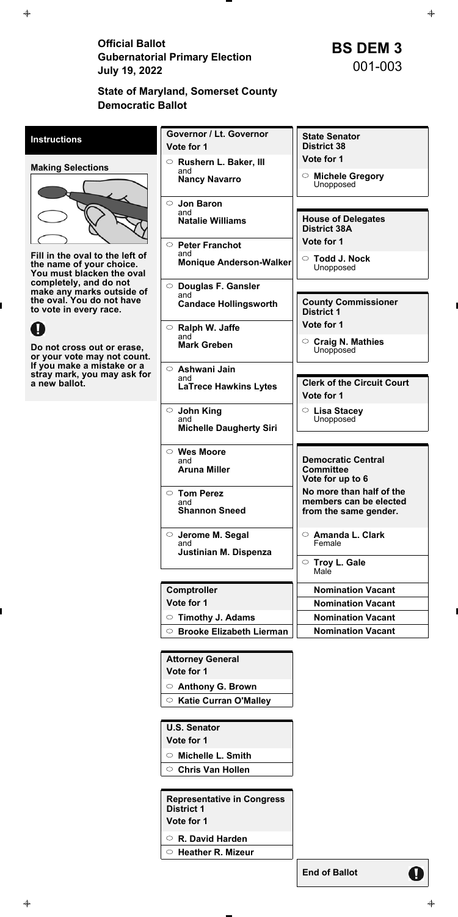**Official Ballot**
**Gubernatorial Primary Election**
**July 19, 2022**

# BS DEM 3
001-003

**State of Maryland, Somerset County**
**Democratic Ballot**

## Instructions

**Making Selections**

**Fill in the oval to the left of the name of your choice. You must blacken the oval completely, and do not make any marks outside of the oval. You do not have to vote in every race.**

**Do not cross out or erase, or your vote may not count. If you make a mistake or a stray mark, you may ask for a new ballot.**

## Governor / Lt. Governor
**Vote for 1**

- ○ **Rushern L. Baker, III** and **Nancy Navarro**
- ○ **Jon Baron** and **Natalie Williams**
- ○ **Peter Franchot** and **Monique Anderson-Walker**
- ○ **Douglas F. Gansler** and **Candace Hollingsworth**
- ○ **Ralph W. Jaffe** and **Mark Greben**
- ○ **Ashwani Jain** and **LaTrece Hawkins Lytes**
- ○ **John King** and **Michelle Daugherty Siri**
- ○ **Wes Moore** and **Aruna Miller**
- ○ **Tom Perez** and **Shannon Sneed**
- ○ **Jerome M. Segal** and **Justinian M. Dispenza**

## Comptroller
**Vote for 1**

- ○ **Timothy J. Adams**
- ○ **Brooke Elizabeth Lierman**

## Attorney General
**Vote for 1**

- ○ **Anthony G. Brown**
- ○ **Katie Curran O'Malley**

## U.S. Senator
**Vote for 1**

- ○ **Michelle L. Smith**
- ○ **Chris Van Hollen**

## Representative in Congress District 1
**Vote for 1**

- ○ **R. David Harden**
- ○ **Heather R. Mizeur**

## State Senator District 38
**Vote for 1**

- ○ **Michele Gregory** Unopposed

## House of Delegates District 38A
**Vote for 1**

- ○ **Todd J. Nock** Unopposed

## County Commissioner District 1
**Vote for 1**

- ○ **Craig N. Mathies** Unopposed

## Clerk of the Circuit Court
**Vote for 1**

- ○ **Lisa Stacey** Unopposed

## Democratic Central Committee
**Vote for up to 6**

**No more than half of the members can be elected from the same gender.**

- ○ **Amanda L. Clark** Female
- ○ **Troy L. Gale** Male
- **Nomination Vacant**
- **Nomination Vacant**
- **Nomination Vacant**
- **Nomination Vacant**

**End of Ballot**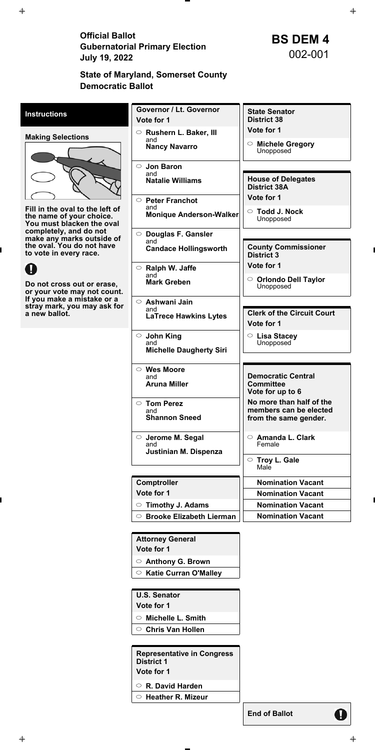**Official Ballot**
**Gubernatorial Primary Election**
**July 19, 2022**

**BS DEM 4**
002-001

**State of Maryland, Somerset County**
**Democratic Ballot**

## Instructions

**Making Selections**

**Fill in the oval to the left of the name of your choice. You must blacken the oval completely, and do not make any marks outside of the oval. You do not have to vote in every race.**

**Do not cross out or erase, or your vote may not count. If you make a mistake or a stray mark, you may ask for a new ballot.**

### Governor / Lt. Governor
**Vote for 1**

- ○ **Rushern L. Baker, III** and **Nancy Navarro**
- ○ **Jon Baron** and **Natalie Williams**
- ○ **Peter Franchot** and **Monique Anderson-Walker**
- ○ **Douglas F. Gansler** and **Candace Hollingsworth**
- ○ **Ralph W. Jaffe** and **Mark Greben**
- ○ **Ashwani Jain** and **LaTrece Hawkins Lytes**
- ○ **John King** and **Michelle Daugherty Siri**
- ○ **Wes Moore** and **Aruna Miller**
- ○ **Tom Perez** and **Shannon Sneed**
- ○ **Jerome M. Segal** and **Justinian M. Dispenza**

### Comptroller
**Vote for 1**

- ○ **Timothy J. Adams**
- ○ **Brooke Elizabeth Lierman**

### Attorney General
**Vote for 1**

- ○ **Anthony G. Brown**
- ○ **Katie Curran O'Malley**

### U.S. Senator
**Vote for 1**

- ○ **Michelle L. Smith**
- ○ **Chris Van Hollen**

### Representative in Congress District 1
**Vote for 1**

- ○ **R. David Harden**
- ○ **Heather R. Mizeur**

### State Senator District 38
**Vote for 1**

- ○ **Michele Gregory** Unopposed

### House of Delegates District 38A
**Vote for 1**

- ○ **Todd J. Nock** Unopposed

### County Commissioner District 3
**Vote for 1**

- ○ **Orlondo Dell Taylor** Unopposed

### Clerk of the Circuit Court
**Vote for 1**

- ○ **Lisa Stacey** Unopposed

### Democratic Central Committee
**Vote for up to 6**

**No more than half of the members can be elected from the same gender.**

- ○ **Amanda L. Clark** Female
- ○ **Troy L. Gale** Male
- **Nomination Vacant**
- **Nomination Vacant**
- **Nomination Vacant**
- **Nomination Vacant**

**End of Ballot**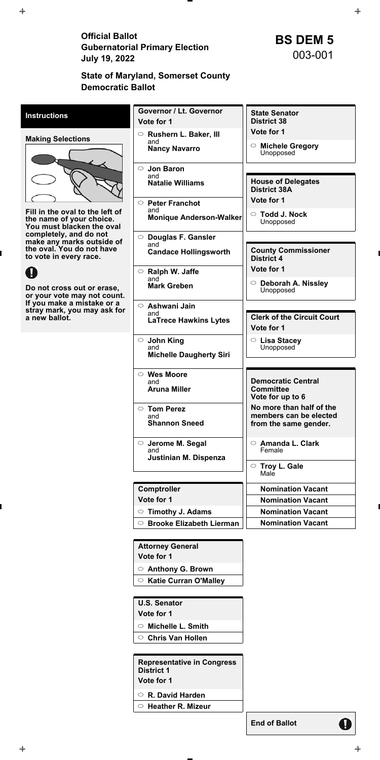**Official Ballot**
**Gubernatorial Primary Election**
**July 19, 2022**

# BS DEM 5
003-001

**State of Maryland, Somerset County**
**Democratic Ballot**

## Instructions

**Making Selections**

**Fill in the oval to the left of the name of your choice. You must blacken the oval completely, and do not make any marks outside of the oval. You do not have to vote in every race.**

**Do not cross out or erase, or your vote may not count. If you make a mistake or a stray mark, you may ask for a new ballot.**

## Governor / Lt. Governor
**Vote for 1**

- ○ **Rushern L. Baker, III** and **Nancy Navarro**
- ○ **Jon Baron** and **Natalie Williams**
- ○ **Peter Franchot** and **Monique Anderson-Walker**
- ○ **Douglas F. Gansler** and **Candace Hollingsworth**
- ○ **Ralph W. Jaffe** and **Mark Greben**
- ○ **Ashwani Jain** and **LaTrece Hawkins Lytes**
- ○ **John King** and **Michelle Daugherty Siri**
- ○ **Wes Moore** and **Aruna Miller**
- ○ **Tom Perez** and **Shannon Sneed**
- ○ **Jerome M. Segal** and **Justinian M. Dispenza**

## Comptroller
**Vote for 1**

- ○ **Timothy J. Adams**
- ○ **Brooke Elizabeth Lierman**

## Attorney General
**Vote for 1**

- ○ **Anthony G. Brown**
- ○ **Katie Curran O'Malley**

## U.S. Senator
**Vote for 1**

- ○ **Michelle L. Smith**
- ○ **Chris Van Hollen**

## Representative in Congress District 1
**Vote for 1**

- ○ **R. David Harden**
- ○ **Heather R. Mizeur**

## State Senator District 38
**Vote for 1**

- ○ **Michele Gregory** Unopposed

## House of Delegates District 38A
**Vote for 1**

- ○ **Todd J. Nock** Unopposed

## County Commissioner District 4
**Vote for 1**

- ○ **Deborah A. Nissley** Unopposed

## Clerk of the Circuit Court
**Vote for 1**

- ○ **Lisa Stacey** Unopposed

## Democratic Central Committee
**Vote for up to 6**

**No more than half of the members can be elected from the same gender.**

- ○ **Amanda L. Clark** Female
- ○ **Troy L. Gale** Male
- **Nomination Vacant**
- **Nomination Vacant**
- **Nomination Vacant**
- **Nomination Vacant**

**End of Ballot**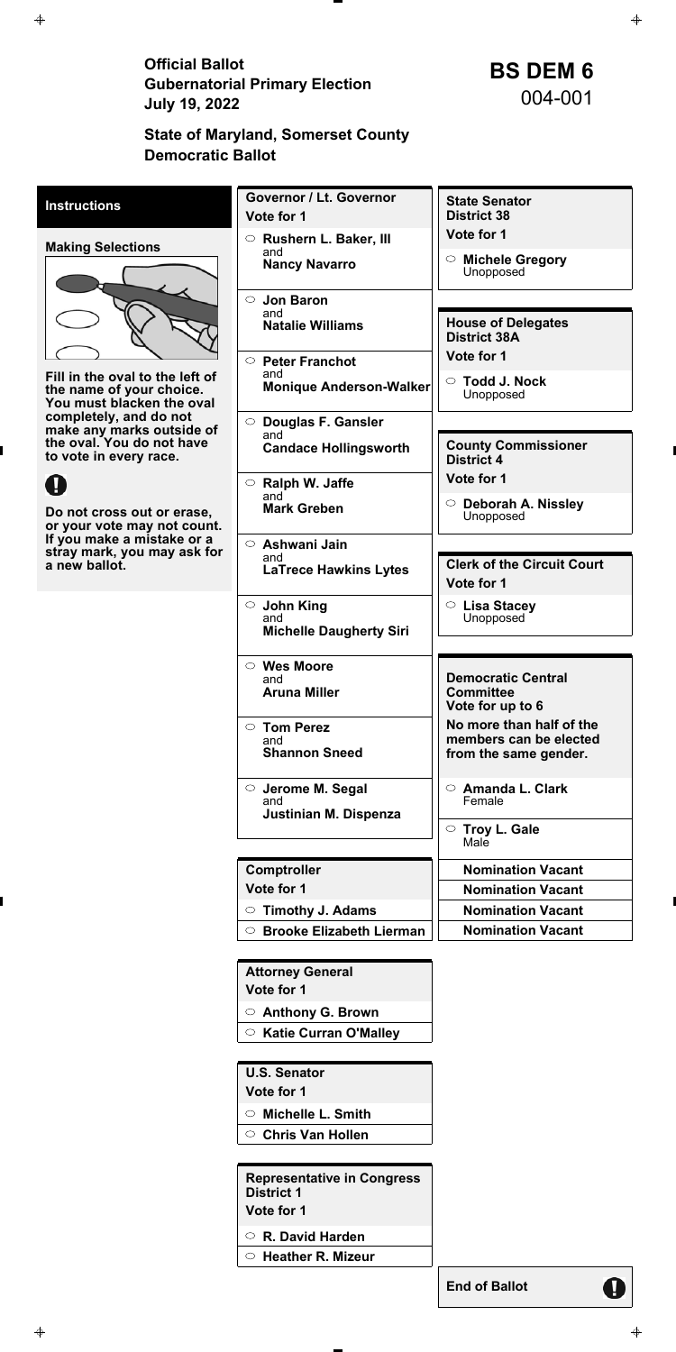**Official Ballot**
**Gubernatorial Primary Election**
**July 19, 2022**

# BS DEM 6
004-001

**State of Maryland, Somerset County**
**Democratic Ballot**

## Instructions

**Making Selections**

**Fill in the oval to the left of the name of your choice. You must blacken the oval completely, and do not make any marks outside of the oval. You do not have to vote in every race.**

**Do not cross out or erase, or your vote may not count. If you make a mistake or a stray mark, you may ask for a new ballot.**

## Governor / Lt. Governor
**Vote for 1**

- ○ **Rushern L. Baker, III** and **Nancy Navarro**
- ○ **Jon Baron** and **Natalie Williams**
- ○ **Peter Franchot** and **Monique Anderson-Walker**
- ○ **Douglas F. Gansler** and **Candace Hollingsworth**
- ○ **Ralph W. Jaffe** and **Mark Greben**
- ○ **Ashwani Jain** and **LaTrece Hawkins Lytes**
- ○ **John King** and **Michelle Daugherty Siri**
- ○ **Wes Moore** and **Aruna Miller**
- ○ **Tom Perez** and **Shannon Sneed**
- ○ **Jerome M. Segal** and **Justinian M. Dispenza**

## Comptroller
**Vote for 1**

- ○ **Timothy J. Adams**
- ○ **Brooke Elizabeth Lierman**

## Attorney General
**Vote for 1**

- ○ **Anthony G. Brown**
- ○ **Katie Curran O'Malley**

## U.S. Senator
**Vote for 1**

- ○ **Michelle L. Smith**
- ○ **Chris Van Hollen**

## Representative in Congress District 1
**Vote for 1**

- ○ **R. David Harden**
- ○ **Heather R. Mizeur**

## State Senator District 38
**Vote for 1**

- ○ **Michele Gregory** Unopposed

## House of Delegates District 38A
**Vote for 1**

- ○ **Todd J. Nock** Unopposed

## County Commissioner District 4
**Vote for 1**

- ○ **Deborah A. Nissley** Unopposed

## Clerk of the Circuit Court
**Vote for 1**

- ○ **Lisa Stacey** Unopposed

## Democratic Central Committee
**Vote for up to 6**

**No more than half of the members can be elected from the same gender.**

- ○ **Amanda L. Clark** Female
- ○ **Troy L. Gale** Male
- **Nomination Vacant**
- **Nomination Vacant**
- **Nomination Vacant**
- **Nomination Vacant**

**End of Ballot**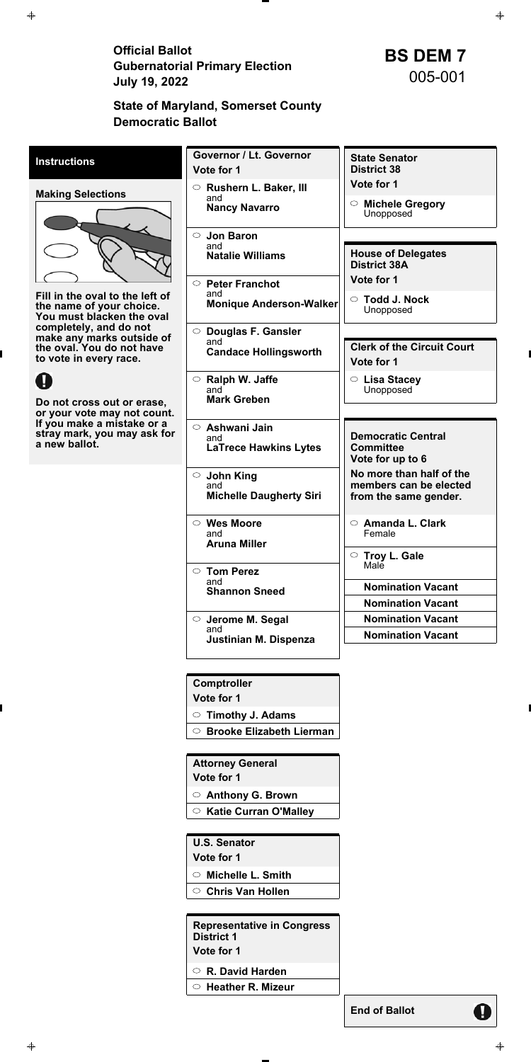**Official Ballot**
**Gubernatorial Primary Election**
**July 19, 2022**

# BS DEM 7
005-001

**State of Maryland, Somerset County**
**Democratic Ballot**

## Instructions

**Making Selections**

**Fill in the oval to the left of the name of your choice. You must blacken the oval completely, and do not make any marks outside of the oval. You do not have to vote in every race.**

**Do not cross out or erase, or your vote may not count. If you make a mistake or a stray mark, you may ask for a new ballot.**

## Governor / Lt. Governor
**Vote for 1**

- ○ **Rushern L. Baker, III** and **Nancy Navarro**
- ○ **Jon Baron** and **Natalie Williams**
- ○ **Peter Franchot** and **Monique Anderson-Walker**
- ○ **Douglas F. Gansler** and **Candace Hollingsworth**
- ○ **Ralph W. Jaffe** and **Mark Greben**
- ○ **Ashwani Jain** and **LaTrece Hawkins Lytes**
- ○ **John King** and **Michelle Daugherty Siri**
- ○ **Wes Moore** and **Aruna Miller**
- ○ **Tom Perez** and **Shannon Sneed**
- ○ **Jerome M. Segal** and **Justinian M. Dispenza**

## Comptroller
**Vote for 1**

- ○ **Timothy J. Adams**
- ○ **Brooke Elizabeth Lierman**

## Attorney General
**Vote for 1**

- ○ **Anthony G. Brown**
- ○ **Katie Curran O'Malley**

## U.S. Senator
**Vote for 1**

- ○ **Michelle L. Smith**
- ○ **Chris Van Hollen**

## Representative in Congress District 1
**Vote for 1**

- ○ **R. David Harden**
- ○ **Heather R. Mizeur**

## State Senator District 38
**Vote for 1**

- ○ **Michele Gregory** Unopposed

## House of Delegates District 38A
**Vote for 1**

- ○ **Todd J. Nock** Unopposed

## Clerk of the Circuit Court
**Vote for 1**

- ○ **Lisa Stacey** Unopposed

## Democratic Central Committee
**Vote for up to 6**

**No more than half of the members can be elected from the same gender.**

- ○ **Amanda L. Clark** Female
- ○ **Troy L. Gale** Male
- **Nomination Vacant**
- **Nomination Vacant**
- **Nomination Vacant**
- **Nomination Vacant**

**End of Ballot**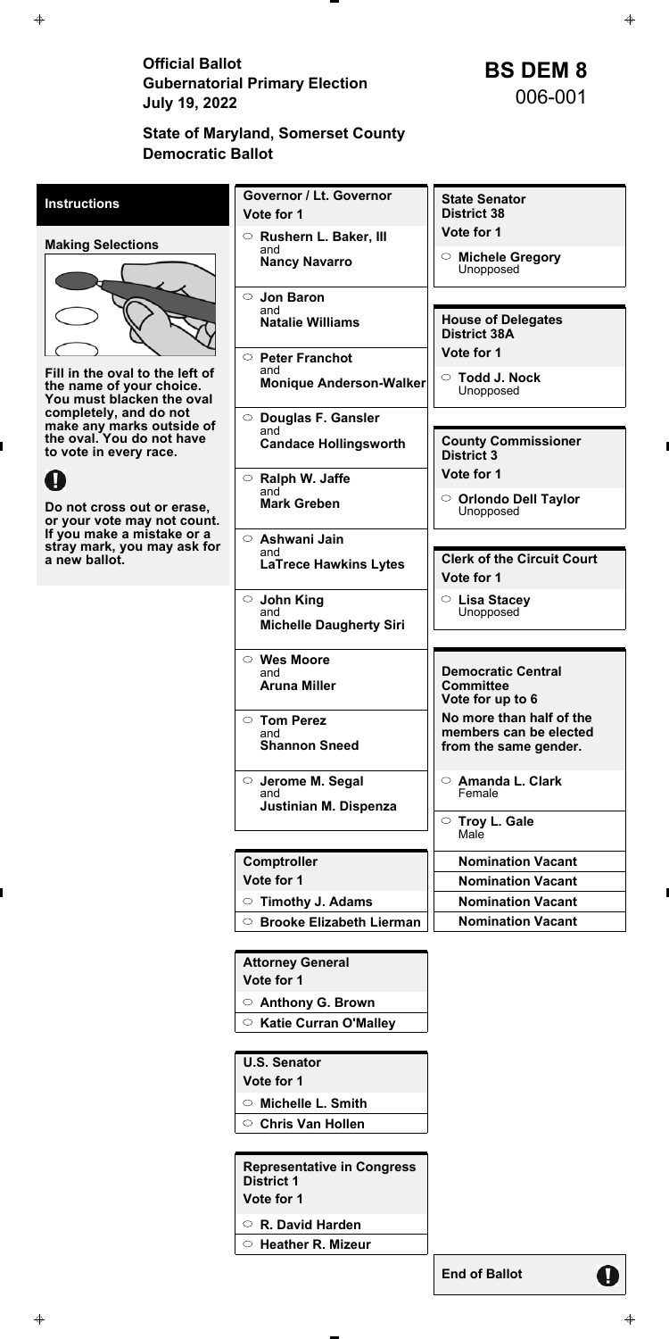**Official Ballot**
**Gubernatorial Primary Election**
**July 19, 2022**

# BS DEM 8
006-001

**State of Maryland, Somerset County**
**Democratic Ballot**

## Instructions

**Making Selections**

**Fill in the oval to the left of the name of your choice. You must blacken the oval completely, and do not make any marks outside of the oval. You do not have to vote in every race.**

**Do not cross out or erase, or your vote may not count. If you make a mistake or a stray mark, you may ask for a new ballot.**

## Governor / Lt. Governor
**Vote for 1**

- ○ **Rushern L. Baker, III** and **Nancy Navarro**
- ○ **Jon Baron** and **Natalie Williams**
- ○ **Peter Franchot** and **Monique Anderson-Walker**
- ○ **Douglas F. Gansler** and **Candace Hollingsworth**
- ○ **Ralph W. Jaffe** and **Mark Greben**
- ○ **Ashwani Jain** and **LaTrece Hawkins Lytes**
- ○ **John King** and **Michelle Daugherty Siri**
- ○ **Wes Moore** and **Aruna Miller**
- ○ **Tom Perez** and **Shannon Sneed**
- ○ **Jerome M. Segal** and **Justinian M. Dispenza**

## Comptroller
**Vote for 1**

- ○ **Timothy J. Adams**
- ○ **Brooke Elizabeth Lierman**

## Attorney General
**Vote for 1**

- ○ **Anthony G. Brown**
- ○ **Katie Curran O'Malley**

## U.S. Senator
**Vote for 1**

- ○ **Michelle L. Smith**
- ○ **Chris Van Hollen**

## Representative in Congress District 1
**Vote for 1**

- ○ **R. David Harden**
- ○ **Heather R. Mizeur**

## State Senator District 38
**Vote for 1**

- ○ **Michele Gregory** Unopposed

## House of Delegates District 38A
**Vote for 1**

- ○ **Todd J. Nock** Unopposed

## County Commissioner District 3
**Vote for 1**

- ○ **Orlondo Dell Taylor** Unopposed

## Clerk of the Circuit Court
**Vote for 1**

- ○ **Lisa Stacey** Unopposed

## Democratic Central Committee
**Vote for up to 6**

**No more than half of the members can be elected from the same gender.**

- ○ **Amanda L. Clark** Female
- ○ **Troy L. Gale** Male
- **Nomination Vacant**
- **Nomination Vacant**
- **Nomination Vacant**
- **Nomination Vacant**

**End of Ballot**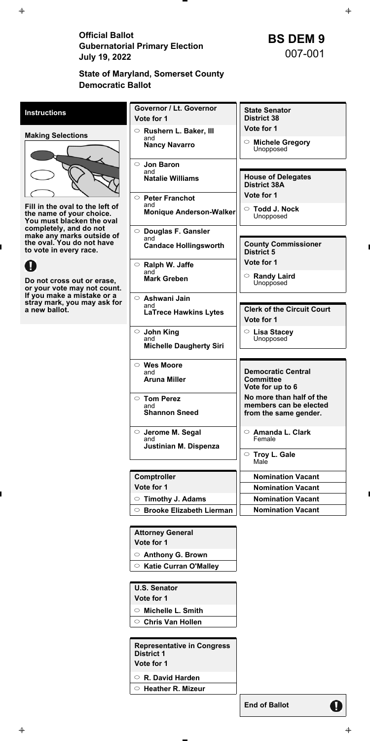**Official Ballot**
**Gubernatorial Primary Election**
**July 19, 2022**

# BS DEM 9
007-001

**State of Maryland, Somerset County**
**Democratic Ballot**

## Instructions

**Making Selections**

**Fill in the oval to the left of the name of your choice. You must blacken the oval completely, and do not make any marks outside of the oval. You do not have to vote in every race.**

**Do not cross out or erase, or your vote may not count. If you make a mistake or a stray mark, you may ask for a new ballot.**

## Governor / Lt. Governor
**Vote for 1**

- ○ **Rushern L. Baker, III** and **Nancy Navarro**
- ○ **Jon Baron** and **Natalie Williams**
- ○ **Peter Franchot** and **Monique Anderson-Walker**
- ○ **Douglas F. Gansler** and **Candace Hollingsworth**
- ○ **Ralph W. Jaffe** and **Mark Greben**
- ○ **Ashwani Jain** and **LaTrece Hawkins Lytes**
- ○ **John King** and **Michelle Daugherty Siri**
- ○ **Wes Moore** and **Aruna Miller**
- ○ **Tom Perez** and **Shannon Sneed**
- ○ **Jerome M. Segal** and **Justinian M. Dispenza**

## Comptroller
**Vote for 1**

- ○ **Timothy J. Adams**
- ○ **Brooke Elizabeth Lierman**

## Attorney General
**Vote for 1**

- ○ **Anthony G. Brown**
- ○ **Katie Curran O'Malley**

## U.S. Senator
**Vote for 1**

- ○ **Michelle L. Smith**
- ○ **Chris Van Hollen**

## Representative in Congress District 1
**Vote for 1**

- ○ **R. David Harden**
- ○ **Heather R. Mizeur**

## State Senator District 38
**Vote for 1**

- ○ **Michele Gregory** Unopposed

## House of Delegates District 38A
**Vote for 1**

- ○ **Todd J. Nock** Unopposed

## County Commissioner District 5
**Vote for 1**

- ○ **Randy Laird** Unopposed

## Clerk of the Circuit Court
**Vote for 1**

- ○ **Lisa Stacey** Unopposed

## Democratic Central Committee
**Vote for up to 6**

**No more than half of the members can be elected from the same gender.**

- ○ **Amanda L. Clark** Female
- ○ **Troy L. Gale** Male

**Nomination Vacant**

**Nomination Vacant**

**Nomination Vacant**

**Nomination Vacant**

**End of Ballot**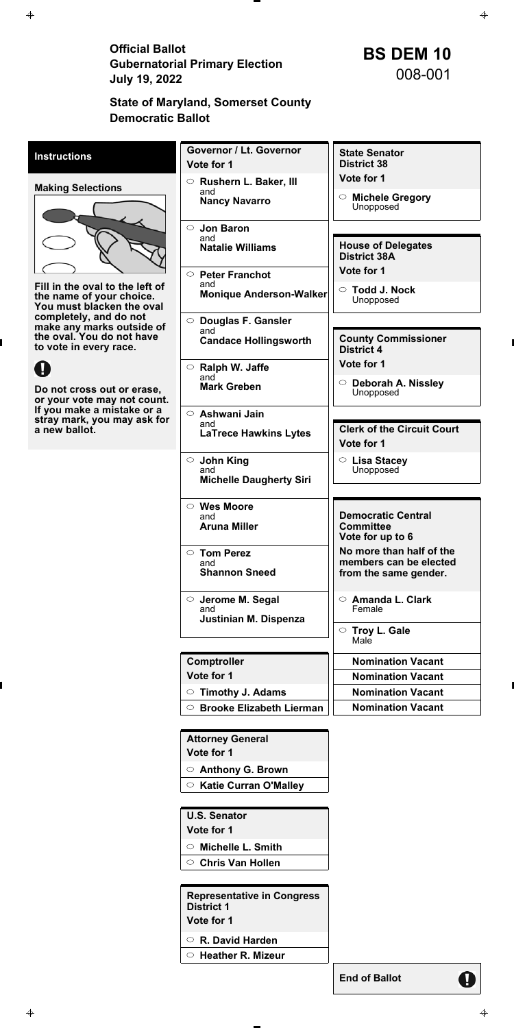**Official Ballot**
**Gubernatorial Primary Election**
**July 19, 2022**

# BS DEM 10
008-001

**State of Maryland, Somerset County**
**Democratic Ballot**

## Instructions

**Making Selections**

**Fill in the oval to the left of the name of your choice. You must blacken the oval completely, and do not make any marks outside of the oval. You do not have to vote in every race.**

**Do not cross out or erase, or your vote may not count. If you make a mistake or a stray mark, you may ask for a new ballot.**

## Governor / Lt. Governor
**Vote for 1**

- ○ **Rushern L. Baker, III** and **Nancy Navarro**
- ○ **Jon Baron** and **Natalie Williams**
- ○ **Peter Franchot** and **Monique Anderson-Walker**
- ○ **Douglas F. Gansler** and **Candace Hollingsworth**
- ○ **Ralph W. Jaffe** and **Mark Greben**
- ○ **Ashwani Jain** and **LaTrece Hawkins Lytes**
- ○ **John King** and **Michelle Daugherty Siri**
- ○ **Wes Moore** and **Aruna Miller**
- ○ **Tom Perez** and **Shannon Sneed**
- ○ **Jerome M. Segal** and **Justinian M. Dispenza**

## Comptroller
**Vote for 1**

- ○ **Timothy J. Adams**
- ○ **Brooke Elizabeth Lierman**

## Attorney General
**Vote for 1**

- ○ **Anthony G. Brown**
- ○ **Katie Curran O'Malley**

## U.S. Senator
**Vote for 1**

- ○ **Michelle L. Smith**
- ○ **Chris Van Hollen**

## Representative in Congress District 1
**Vote for 1**

- ○ **R. David Harden**
- ○ **Heather R. Mizeur**

## State Senator District 38
**Vote for 1**

- ○ **Michele Gregory** Unopposed

## House of Delegates District 38A
**Vote for 1**

- ○ **Todd J. Nock** Unopposed

## County Commissioner District 4
**Vote for 1**

- ○ **Deborah A. Nissley** Unopposed

## Clerk of the Circuit Court
**Vote for 1**

- ○ **Lisa Stacey** Unopposed

## Democratic Central Committee
**Vote for up to 6**

**No more than half of the members can be elected from the same gender.**

- ○ **Amanda L. Clark** Female
- ○ **Troy L. Gale** Male

**Nomination Vacant**
**Nomination Vacant**
**Nomination Vacant**
**Nomination Vacant**

**End of Ballot**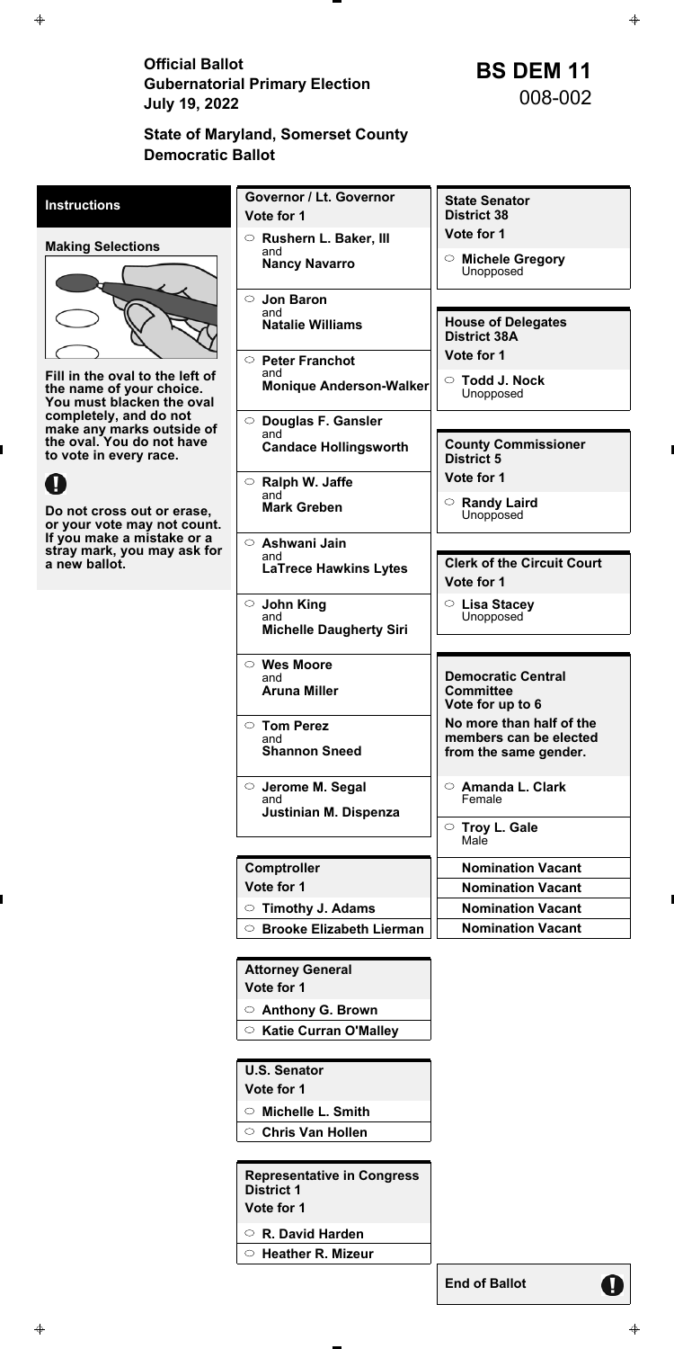**Official Ballot**
**Gubernatorial Primary Election**
**July 19, 2022**

# BS DEM 11
008-002

**State of Maryland, Somerset County**
**Democratic Ballot**

## Instructions

**Making Selections**

**Fill in the oval to the left of the name of your choice. You must blacken the oval completely, and do not make any marks outside of the oval. You do not have to vote in every race.**

**Do not cross out or erase, or your vote may not count. If you make a mistake or a stray mark, you may ask for a new ballot.**

## Governor / Lt. Governor
**Vote for 1**

- ○ **Rushern L. Baker, III** and **Nancy Navarro**
- ○ **Jon Baron** and **Natalie Williams**
- ○ **Peter Franchot** and **Monique Anderson-Walker**
- ○ **Douglas F. Gansler** and **Candace Hollingsworth**
- ○ **Ralph W. Jaffe** and **Mark Greben**
- ○ **Ashwani Jain** and **LaTrece Hawkins Lytes**
- ○ **John King** and **Michelle Daugherty Siri**
- ○ **Wes Moore** and **Aruna Miller**
- ○ **Tom Perez** and **Shannon Sneed**
- ○ **Jerome M. Segal** and **Justinian M. Dispenza**

## Comptroller
**Vote for 1**

- ○ **Timothy J. Adams**
- ○ **Brooke Elizabeth Lierman**

## Attorney General
**Vote for 1**

- ○ **Anthony G. Brown**
- ○ **Katie Curran O'Malley**

## U.S. Senator
**Vote for 1**

- ○ **Michelle L. Smith**
- ○ **Chris Van Hollen**

## Representative in Congress District 1
**Vote for 1**

- ○ **R. David Harden**
- ○ **Heather R. Mizeur**

## State Senator District 38
**Vote for 1**

- ○ **Michele Gregory** Unopposed

## House of Delegates District 38A
**Vote for 1**

- ○ **Todd J. Nock** Unopposed

## County Commissioner District 5
**Vote for 1**

- ○ **Randy Laird** Unopposed

## Clerk of the Circuit Court
**Vote for 1**

- ○ **Lisa Stacey** Unopposed

## Democratic Central Committee
**Vote for up to 6**

**No more than half of the members can be elected from the same gender.**

- ○ **Amanda L. Clark** Female
- ○ **Troy L. Gale** Male

**Nomination Vacant**
**Nomination Vacant**
**Nomination Vacant**
**Nomination Vacant**

**End of Ballot**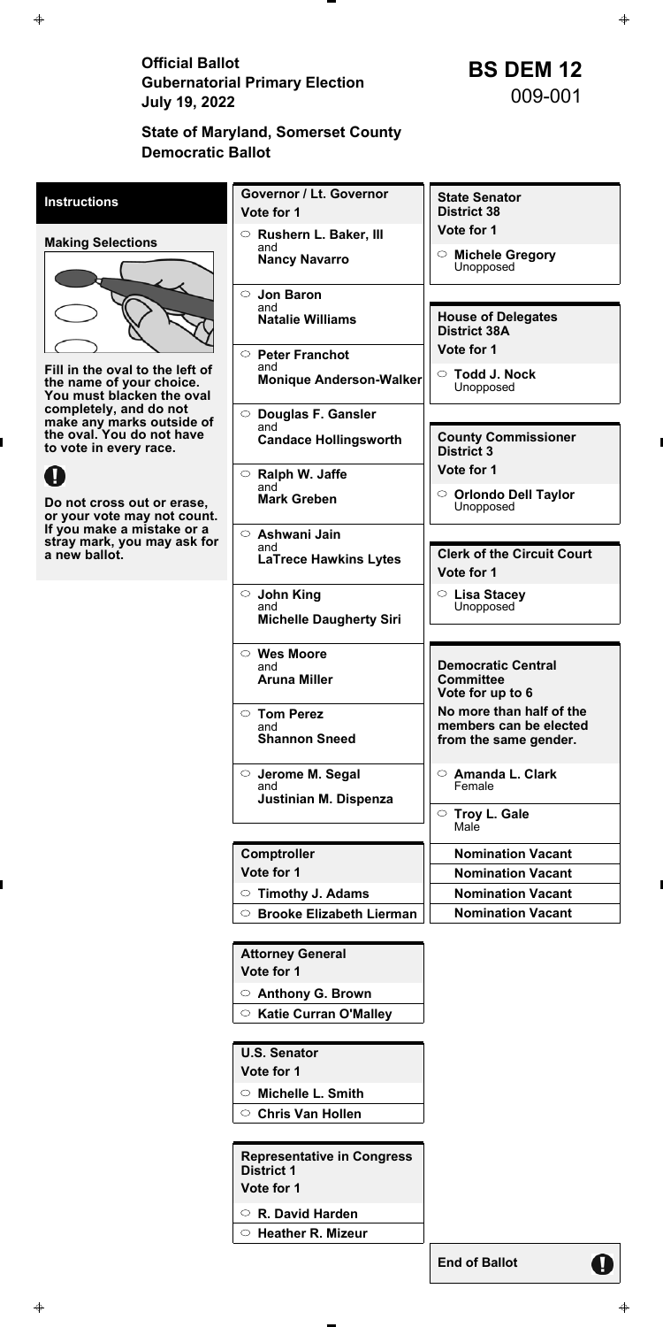**Official Ballot**
**Gubernatorial Primary Election**
**July 19, 2022**

**BS DEM 12**
009-001

**State of Maryland, Somerset County**
**Democratic Ballot**

## Instructions

**Making Selections**

**Fill in the oval to the left of the name of your choice. You must blacken the oval completely, and do not make any marks outside of the oval. You do not have to vote in every race.**

**Do not cross out or erase, or your vote may not count. If you make a mistake or a stray mark, you may ask for a new ballot.**

## Governor / Lt. Governor
**Vote for 1**

- ○ **Rushern L. Baker, III** and **Nancy Navarro**
- ○ **Jon Baron** and **Natalie Williams**
- ○ **Peter Franchot** and **Monique Anderson-Walker**
- ○ **Douglas F. Gansler** and **Candace Hollingsworth**
- ○ **Ralph W. Jaffe** and **Mark Greben**
- ○ **Ashwani Jain** and **LaTrece Hawkins Lytes**
- ○ **John King** and **Michelle Daugherty Siri**
- ○ **Wes Moore** and **Aruna Miller**
- ○ **Tom Perez** and **Shannon Sneed**
- ○ **Jerome M. Segal** and **Justinian M. Dispenza**

## Comptroller
**Vote for 1**

- ○ **Timothy J. Adams**
- ○ **Brooke Elizabeth Lierman**

## Attorney General
**Vote for 1**

- ○ **Anthony G. Brown**
- ○ **Katie Curran O'Malley**

## U.S. Senator
**Vote for 1**

- ○ **Michelle L. Smith**
- ○ **Chris Van Hollen**

## Representative in Congress District 1
**Vote for 1**

- ○ **R. David Harden**
- ○ **Heather R. Mizeur**

## State Senator District 38
**Vote for 1**

- ○ **Michele Gregory** Unopposed

## House of Delegates District 38A
**Vote for 1**

- ○ **Todd J. Nock** Unopposed

## County Commissioner District 3
**Vote for 1**

- ○ **Orlondo Dell Taylor** Unopposed

## Clerk of the Circuit Court
**Vote for 1**

- ○ **Lisa Stacey** Unopposed

## Democratic Central Committee
**Vote for up to 6**

**No more than half of the members can be elected from the same gender.**

- ○ **Amanda L. Clark** Female
- ○ **Troy L. Gale** Male
- **Nomination Vacant**
- **Nomination Vacant**
- **Nomination Vacant**
- **Nomination Vacant**

**End of Ballot**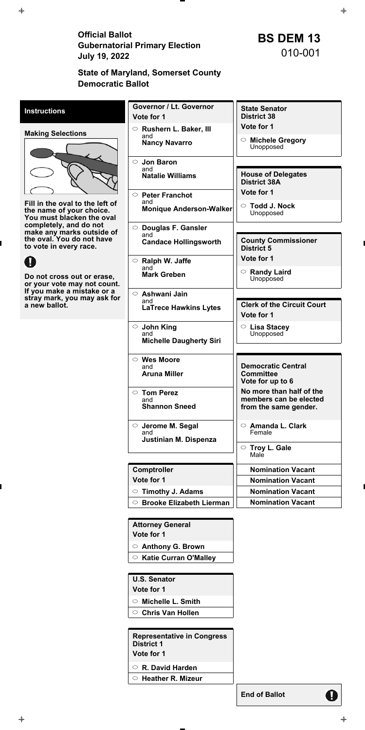**Official Ballot**
**Gubernatorial Primary Election**
**July 19, 2022**

# BS DEM 13
010-001

**State of Maryland, Somerset County**
**Democratic Ballot**

## Instructions

**Making Selections**

**Fill in the oval to the left of the name of your choice. You must blacken the oval completely, and do not make any marks outside of the oval. You do not have to vote in every race.**

**Do not cross out or erase, or your vote may not count. If you make a mistake or a stray mark, you may ask for a new ballot.**

## Governor / Lt. Governor
**Vote for 1**

- ○ **Rushern L. Baker, III** and **Nancy Navarro**
- ○ **Jon Baron** and **Natalie Williams**
- ○ **Peter Franchot** and **Monique Anderson-Walker**
- ○ **Douglas F. Gansler** and **Candace Hollingsworth**
- ○ **Ralph W. Jaffe** and **Mark Greben**
- ○ **Ashwani Jain** and **LaTrece Hawkins Lytes**
- ○ **John King** and **Michelle Daugherty Siri**
- ○ **Wes Moore** and **Aruna Miller**
- ○ **Tom Perez** and **Shannon Sneed**
- ○ **Jerome M. Segal** and **Justinian M. Dispenza**

## Comptroller
**Vote for 1**

- ○ **Timothy J. Adams**
- ○ **Brooke Elizabeth Lierman**

## Attorney General
**Vote for 1**

- ○ **Anthony G. Brown**
- ○ **Katie Curran O'Malley**

## U.S. Senator
**Vote for 1**

- ○ **Michelle L. Smith**
- ○ **Chris Van Hollen**

## Representative in Congress District 1
**Vote for 1**

- ○ **R. David Harden**
- ○ **Heather R. Mizeur**

## State Senator District 38
**Vote for 1**

- ○ **Michele Gregory** Unopposed

## House of Delegates District 38A
**Vote for 1**

- ○ **Todd J. Nock** Unopposed

## County Commissioner District 5
**Vote for 1**

- ○ **Randy Laird** Unopposed

## Clerk of the Circuit Court
**Vote for 1**

- ○ **Lisa Stacey** Unopposed

## Democratic Central Committee
**Vote for up to 6**

**No more than half of the members can be elected from the same gender.**

- ○ **Amanda L. Clark** Female
- ○ **Troy L. Gale** Male
- **Nomination Vacant**
- **Nomination Vacant**
- **Nomination Vacant**
- **Nomination Vacant**

**End of Ballot**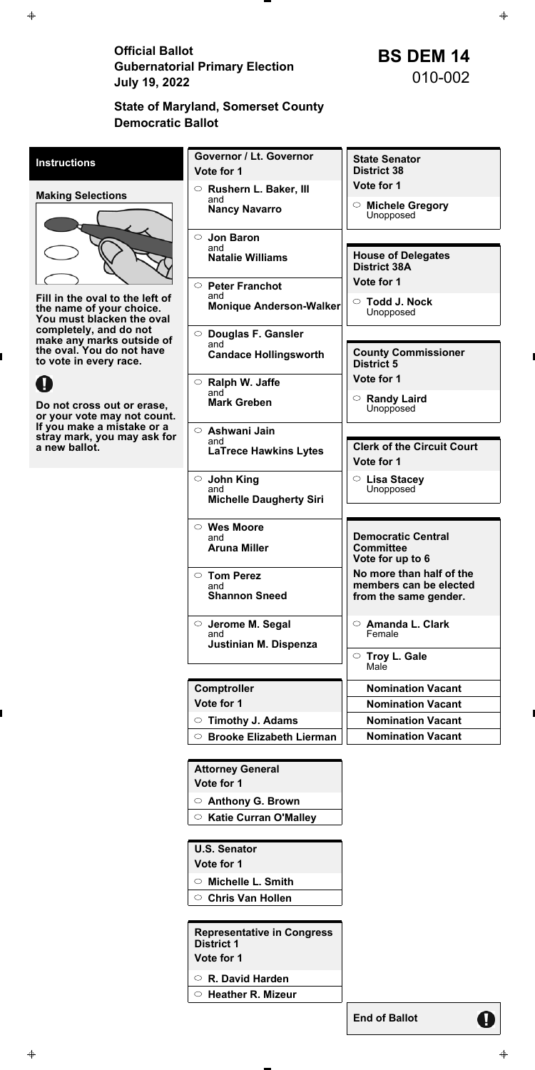**Official Ballot**
**Gubernatorial Primary Election**
**July 19, 2022**

**BS DEM 14**
010-002

**State of Maryland, Somerset County**
**Democratic Ballot**

## Instructions

**Making Selections**

**Fill in the oval to the left of the name of your choice. You must blacken the oval completely, and do not make any marks outside of the oval. You do not have to vote in every race.**

**Do not cross out or erase, or your vote may not count. If you make a mistake or a stray mark, you may ask for a new ballot.**

## Governor / Lt. Governor
**Vote for 1**

- ○ **Rushern L. Baker, III** and **Nancy Navarro**
- ○ **Jon Baron** and **Natalie Williams**
- ○ **Peter Franchot** and **Monique Anderson-Walker**
- ○ **Douglas F. Gansler** and **Candace Hollingsworth**
- ○ **Ralph W. Jaffe** and **Mark Greben**
- ○ **Ashwani Jain** and **LaTrece Hawkins Lytes**
- ○ **John King** and **Michelle Daugherty Siri**
- ○ **Wes Moore** and **Aruna Miller**
- ○ **Tom Perez** and **Shannon Sneed**
- ○ **Jerome M. Segal** and **Justinian M. Dispenza**

## Comptroller
**Vote for 1**

- ○ **Timothy J. Adams**
- ○ **Brooke Elizabeth Lierman**

## Attorney General
**Vote for 1**

- ○ **Anthony G. Brown**
- ○ **Katie Curran O'Malley**

## U.S. Senator
**Vote for 1**

- ○ **Michelle L. Smith**
- ○ **Chris Van Hollen**

## Representative in Congress District 1
**Vote for 1**

- ○ **R. David Harden**
- ○ **Heather R. Mizeur**

## State Senator District 38
**Vote for 1**

- ○ **Michele Gregory** Unopposed

## House of Delegates District 38A
**Vote for 1**

- ○ **Todd J. Nock** Unopposed

## County Commissioner District 5
**Vote for 1**

- ○ **Randy Laird** Unopposed

## Clerk of the Circuit Court
**Vote for 1**

- ○ **Lisa Stacey** Unopposed

## Democratic Central Committee
**Vote for up to 6**

**No more than half of the members can be elected from the same gender.**

- ○ **Amanda L. Clark** Female
- ○ **Troy L. Gale** Male
- **Nomination Vacant**
- **Nomination Vacant**
- **Nomination Vacant**
- **Nomination Vacant**

**End of Ballot**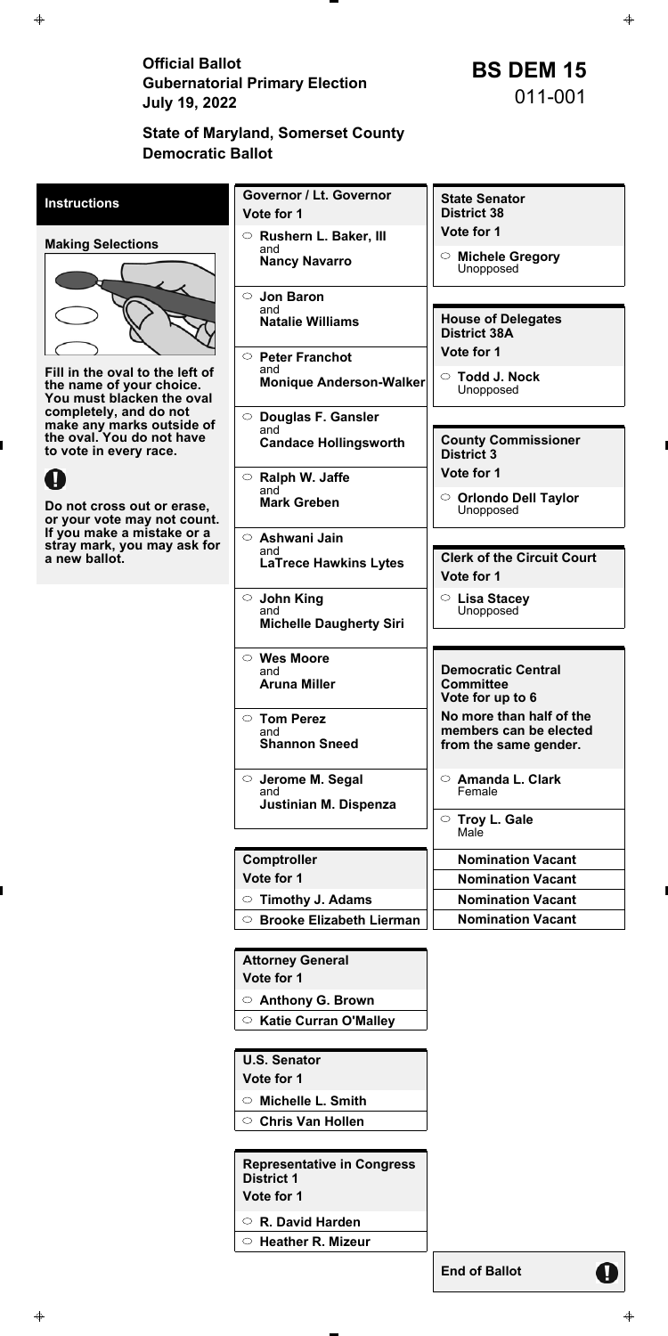**Official Ballot**
**Gubernatorial Primary Election**
**July 19, 2022**

# BS DEM 15
011-001

**State of Maryland, Somerset County**
**Democratic Ballot**

## Instructions

**Making Selections**

**Fill in the oval to the left of the name of your choice. You must blacken the oval completely, and do not make any marks outside of the oval. You do not have to vote in every race.**

**Do not cross out or erase, or your vote may not count. If you make a mistake or a stray mark, you may ask for a new ballot.**

## Governor / Lt. Governor
**Vote for 1**

- ○ **Rushern L. Baker, III** and **Nancy Navarro**
- ○ **Jon Baron** and **Natalie Williams**
- ○ **Peter Franchot** and **Monique Anderson-Walker**
- ○ **Douglas F. Gansler** and **Candace Hollingsworth**
- ○ **Ralph W. Jaffe** and **Mark Greben**
- ○ **Ashwani Jain** and **LaTrece Hawkins Lytes**
- ○ **John King** and **Michelle Daugherty Siri**
- ○ **Wes Moore** and **Aruna Miller**
- ○ **Tom Perez** and **Shannon Sneed**
- ○ **Jerome M. Segal** and **Justinian M. Dispenza**

## Comptroller
**Vote for 1**

- ○ **Timothy J. Adams**
- ○ **Brooke Elizabeth Lierman**

## Attorney General
**Vote for 1**

- ○ **Anthony G. Brown**
- ○ **Katie Curran O'Malley**

## U.S. Senator
**Vote for 1**

- ○ **Michelle L. Smith**
- ○ **Chris Van Hollen**

## Representative in Congress District 1
**Vote for 1**

- ○ **R. David Harden**
- ○ **Heather R. Mizeur**

## State Senator District 38
**Vote for 1**

- ○ **Michele Gregory** Unopposed

## House of Delegates District 38A
**Vote for 1**

- ○ **Todd J. Nock** Unopposed

## County Commissioner District 3
**Vote for 1**

- ○ **Orlondo Dell Taylor** Unopposed

## Clerk of the Circuit Court
**Vote for 1**

- ○ **Lisa Stacey** Unopposed

## Democratic Central Committee
**Vote for up to 6**

**No more than half of the members can be elected from the same gender.**

- ○ **Amanda L. Clark** Female
- ○ **Troy L. Gale** Male
- **Nomination Vacant**
- **Nomination Vacant**
- **Nomination Vacant**
- **Nomination Vacant**

**End of Ballot**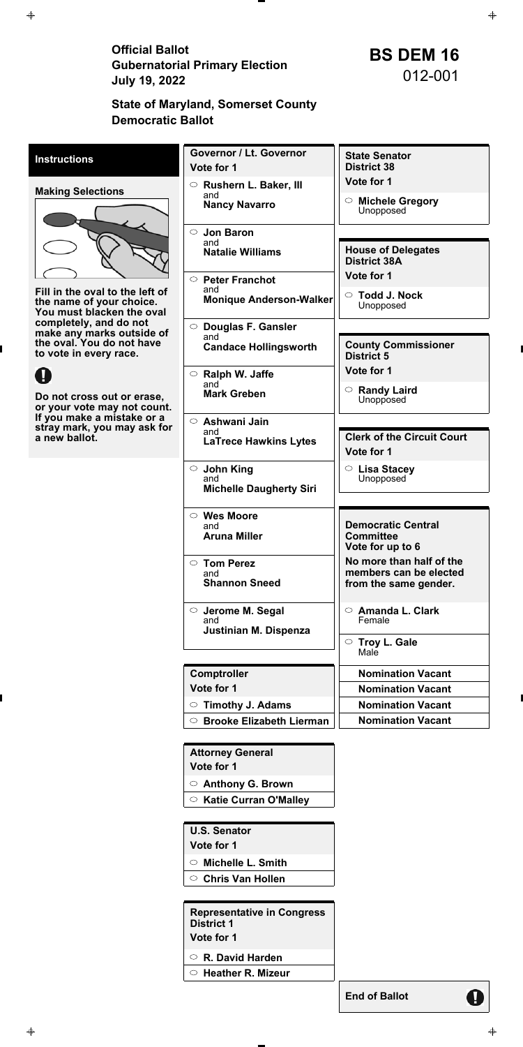**Official Ballot**
**Gubernatorial Primary Election**
**July 19, 2022**

# BS DEM 16
012-001

**State of Maryland, Somerset County**
**Democratic Ballot**

## Instructions

**Making Selections**

**Fill in the oval to the left of the name of your choice. You must blacken the oval completely, and do not make any marks outside of the oval. You do not have to vote in every race.**

**Do not cross out or erase, or your vote may not count. If you make a mistake or a stray mark, you may ask for a new ballot.**

## Governor / Lt. Governor
**Vote for 1**

- ○ **Rushern L. Baker, III** and **Nancy Navarro**
- ○ **Jon Baron** and **Natalie Williams**
- ○ **Peter Franchot** and **Monique Anderson-Walker**
- ○ **Douglas F. Gansler** and **Candace Hollingsworth**
- ○ **Ralph W. Jaffe** and **Mark Greben**
- ○ **Ashwani Jain** and **LaTrece Hawkins Lytes**
- ○ **John King** and **Michelle Daugherty Siri**
- ○ **Wes Moore** and **Aruna Miller**
- ○ **Tom Perez** and **Shannon Sneed**
- ○ **Jerome M. Segal** and **Justinian M. Dispenza**

## Comptroller
**Vote for 1**

- ○ **Timothy J. Adams**
- ○ **Brooke Elizabeth Lierman**

## Attorney General
**Vote for 1**

- ○ **Anthony G. Brown**
- ○ **Katie Curran O'Malley**

## U.S. Senator
**Vote for 1**

- ○ **Michelle L. Smith**
- ○ **Chris Van Hollen**

## Representative in Congress District 1
**Vote for 1**

- ○ **R. David Harden**
- ○ **Heather R. Mizeur**

## State Senator District 38
**Vote for 1**

- ○ **Michele Gregory** Unopposed

## House of Delegates District 38A
**Vote for 1**

- ○ **Todd J. Nock** Unopposed

## County Commissioner District 5
**Vote for 1**

- ○ **Randy Laird** Unopposed

## Clerk of the Circuit Court
**Vote for 1**

- ○ **Lisa Stacey** Unopposed

## Democratic Central Committee
**Vote for up to 6**

**No more than half of the members can be elected from the same gender.**

- ○ **Amanda L. Clark** Female
- ○ **Troy L. Gale** Male
- **Nomination Vacant**
- **Nomination Vacant**
- **Nomination Vacant**
- **Nomination Vacant**

**End of Ballot**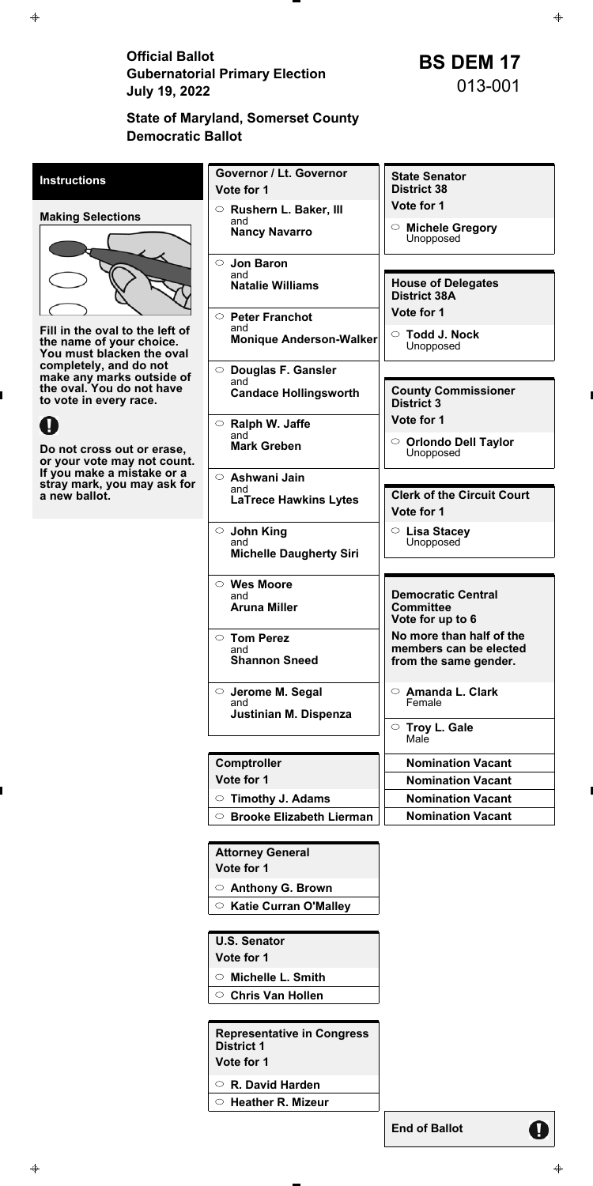**Official Ballot**
**Gubernatorial Primary Election**
**July 19, 2022**

# BS DEM 17
013-001

**State of Maryland, Somerset County**
**Democratic Ballot**

## Instructions

**Making Selections**

**Fill in the oval to the left of the name of your choice. You must blacken the oval completely, and do not make any marks outside of the oval. You do not have to vote in every race.**

**Do not cross out or erase, or your vote may not count. If you make a mistake or a stray mark, you may ask for a new ballot.**

## Governor / Lt. Governor
**Vote for 1**

- ○ **Rushern L. Baker, III** and **Nancy Navarro**
- ○ **Jon Baron** and **Natalie Williams**
- ○ **Peter Franchot** and **Monique Anderson-Walker**
- ○ **Douglas F. Gansler** and **Candace Hollingsworth**
- ○ **Ralph W. Jaffe** and **Mark Greben**
- ○ **Ashwani Jain** and **LaTrece Hawkins Lytes**
- ○ **John King** and **Michelle Daugherty Siri**
- ○ **Wes Moore** and **Aruna Miller**
- ○ **Tom Perez** and **Shannon Sneed**
- ○ **Jerome M. Segal** and **Justinian M. Dispenza**

## Comptroller
**Vote for 1**

- ○ **Timothy J. Adams**
- ○ **Brooke Elizabeth Lierman**

## Attorney General
**Vote for 1**

- ○ **Anthony G. Brown**
- ○ **Katie Curran O'Malley**

## U.S. Senator
**Vote for 1**

- ○ **Michelle L. Smith**
- ○ **Chris Van Hollen**

## Representative in Congress District 1
**Vote for 1**

- ○ **R. David Harden**
- ○ **Heather R. Mizeur**

## State Senator District 38
**Vote for 1**

- ○ **Michele Gregory** Unopposed

## House of Delegates District 38A
**Vote for 1**

- ○ **Todd J. Nock** Unopposed

## County Commissioner District 3
**Vote for 1**

- ○ **Orlondo Dell Taylor** Unopposed

## Clerk of the Circuit Court
**Vote for 1**

- ○ **Lisa Stacey** Unopposed

## Democratic Central Committee
**Vote for up to 6**

**No more than half of the members can be elected from the same gender.**

- ○ **Amanda L. Clark** Female
- ○ **Troy L. Gale** Male
- **Nomination Vacant**
- **Nomination Vacant**
- **Nomination Vacant**
- **Nomination Vacant**

**End of Ballot**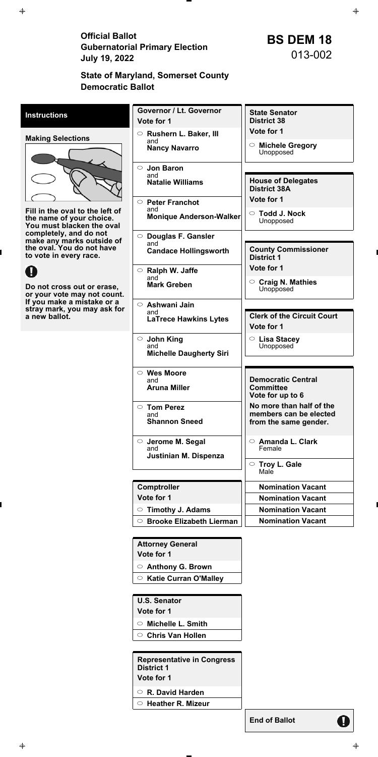**Official Ballot**
**Gubernatorial Primary Election**
**July 19, 2022**

# BS DEM 18
013-002

**State of Maryland, Somerset County**
**Democratic Ballot**

## Instructions

**Making Selections**

**Fill in the oval to the left of the name of your choice. You must blacken the oval completely, and do not make any marks outside of the oval. You do not have to vote in every race.**

**Do not cross out or erase, or your vote may not count. If you make a mistake or a stray mark, you may ask for a new ballot.**

## Governor / Lt. Governor
**Vote for 1**

- ○ **Rushern L. Baker, III** and **Nancy Navarro**
- ○ **Jon Baron** and **Natalie Williams**
- ○ **Peter Franchot** and **Monique Anderson-Walker**
- ○ **Douglas F. Gansler** and **Candace Hollingsworth**
- ○ **Ralph W. Jaffe** and **Mark Greben**
- ○ **Ashwani Jain** and **LaTrece Hawkins Lytes**
- ○ **John King** and **Michelle Daugherty Siri**
- ○ **Wes Moore** and **Aruna Miller**
- ○ **Tom Perez** and **Shannon Sneed**
- ○ **Jerome M. Segal** and **Justinian M. Dispenza**

## Comptroller
**Vote for 1**

- ○ **Timothy J. Adams**
- ○ **Brooke Elizabeth Lierman**

## Attorney General
**Vote for 1**

- ○ **Anthony G. Brown**
- ○ **Katie Curran O'Malley**

## U.S. Senator
**Vote for 1**

- ○ **Michelle L. Smith**
- ○ **Chris Van Hollen**

## Representative in Congress District 1
**Vote for 1**

- ○ **R. David Harden**
- ○ **Heather R. Mizeur**

## State Senator District 38
**Vote for 1**

- ○ **Michele Gregory** Unopposed

## House of Delegates District 38A
**Vote for 1**

- ○ **Todd J. Nock** Unopposed

## County Commissioner District 1
**Vote for 1**

- ○ **Craig N. Mathies** Unopposed

## Clerk of the Circuit Court
**Vote for 1**

- ○ **Lisa Stacey** Unopposed

## Democratic Central Committee
**Vote for up to 6**

**No more than half of the members can be elected from the same gender.**

- ○ **Amanda L. Clark** Female
- ○ **Troy L. Gale** Male
- **Nomination Vacant**
- **Nomination Vacant**
- **Nomination Vacant**
- **Nomination Vacant**

**End of Ballot**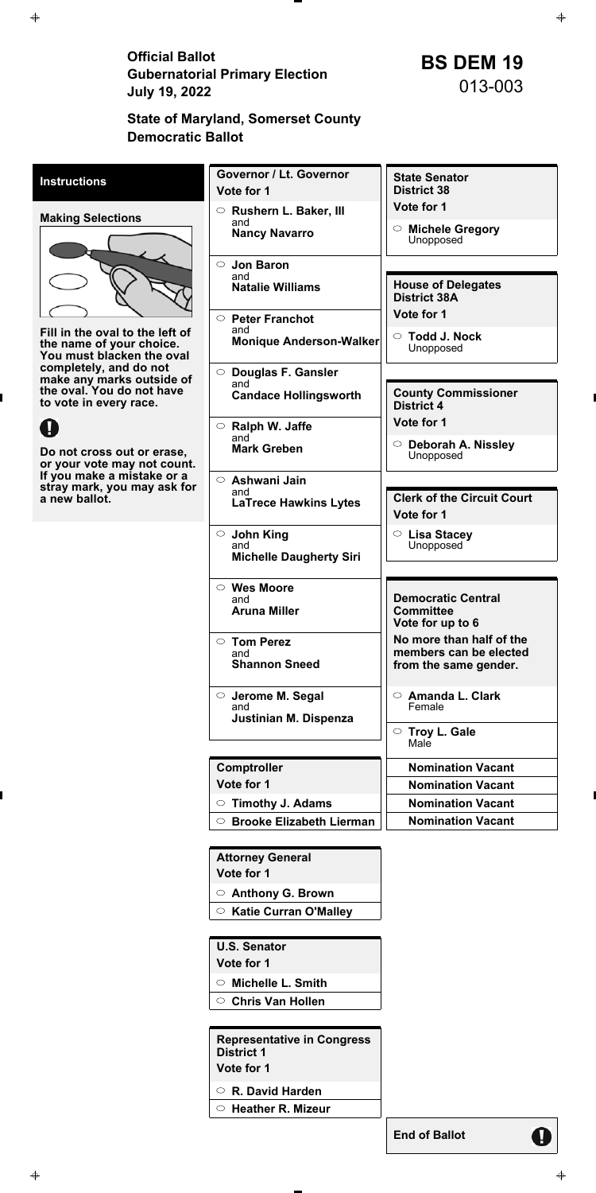**Official Ballot**
**Gubernatorial Primary Election**
**July 19, 2022**

**BS DEM 19**
013-003

**State of Maryland, Somerset County**
**Democratic Ballot**

## Instructions

**Making Selections**

**Fill in the oval to the left of the name of your choice. You must blacken the oval completely, and do not make any marks outside of the oval. You do not have to vote in every race.**

**Do not cross out or erase, or your vote may not count. If you make a mistake or a stray mark, you may ask for a new ballot.**

## Governor / Lt. Governor
**Vote for 1**

- ○ **Rushern L. Baker, III** and **Nancy Navarro**
- ○ **Jon Baron** and **Natalie Williams**
- ○ **Peter Franchot** and **Monique Anderson-Walker**
- ○ **Douglas F. Gansler** and **Candace Hollingsworth**
- ○ **Ralph W. Jaffe** and **Mark Greben**
- ○ **Ashwani Jain** and **LaTrece Hawkins Lytes**
- ○ **John King** and **Michelle Daugherty Siri**
- ○ **Wes Moore** and **Aruna Miller**
- ○ **Tom Perez** and **Shannon Sneed**
- ○ **Jerome M. Segal** and **Justinian M. Dispenza**

## Comptroller
**Vote for 1**

- ○ **Timothy J. Adams**
- ○ **Brooke Elizabeth Lierman**

## Attorney General
**Vote for 1**

- ○ **Anthony G. Brown**
- ○ **Katie Curran O'Malley**

## U.S. Senator
**Vote for 1**

- ○ **Michelle L. Smith**
- ○ **Chris Van Hollen**

## Representative in Congress District 1
**Vote for 1**

- ○ **R. David Harden**
- ○ **Heather R. Mizeur**

## State Senator District 38
**Vote for 1**

- ○ **Michele Gregory** Unopposed

## House of Delegates District 38A
**Vote for 1**

- ○ **Todd J. Nock** Unopposed

## County Commissioner District 4
**Vote for 1**

- ○ **Deborah A. Nissley** Unopposed

## Clerk of the Circuit Court
**Vote for 1**

- ○ **Lisa Stacey** Unopposed

## Democratic Central Committee
**Vote for up to 6**

**No more than half of the members can be elected from the same gender.**

- ○ **Amanda L. Clark** Female
- ○ **Troy L. Gale** Male
- **Nomination Vacant**
- **Nomination Vacant**
- **Nomination Vacant**
- **Nomination Vacant**

**End of Ballot**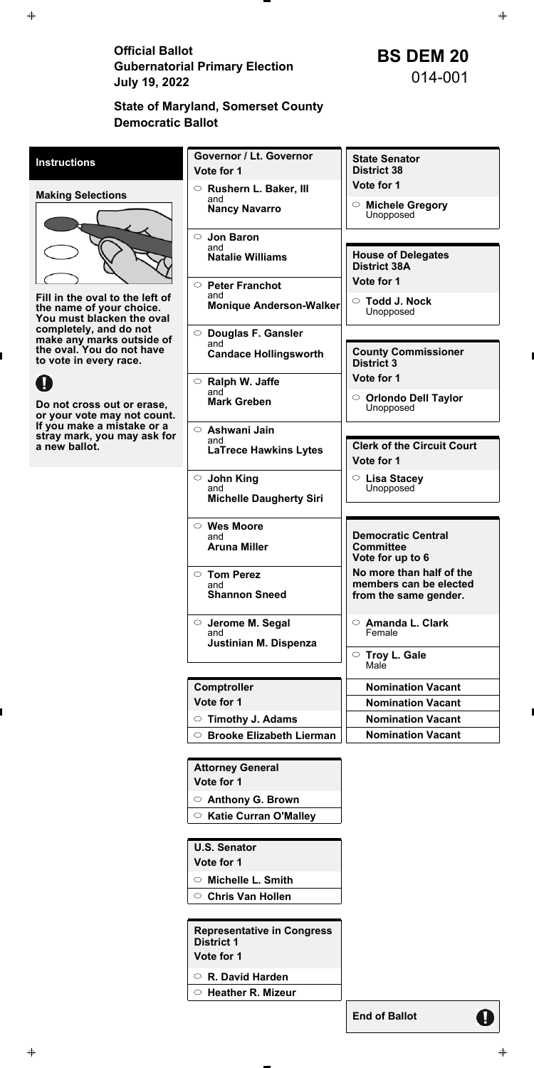**Official Ballot**
**Gubernatorial Primary Election**
**July 19, 2022**

# BS DEM 20
014-001

**State of Maryland, Somerset County**
**Democratic Ballot**

## Instructions

**Making Selections**

**Fill in the oval to the left of the name of your choice. You must blacken the oval completely, and do not make any marks outside of the oval. You do not have to vote in every race.**

**Do not cross out or erase, or your vote may not count. If you make a mistake or a stray mark, you may ask for a new ballot.**

## Governor / Lt. Governor
**Vote for 1**

- ○ **Rushern L. Baker, III** and **Nancy Navarro**
- ○ **Jon Baron** and **Natalie Williams**
- ○ **Peter Franchot** and **Monique Anderson-Walker**
- ○ **Douglas F. Gansler** and **Candace Hollingsworth**
- ○ **Ralph W. Jaffe** and **Mark Greben**
- ○ **Ashwani Jain** and **LaTrece Hawkins Lytes**
- ○ **John King** and **Michelle Daugherty Siri**
- ○ **Wes Moore** and **Aruna Miller**
- ○ **Tom Perez** and **Shannon Sneed**
- ○ **Jerome M. Segal** and **Justinian M. Dispenza**

## Comptroller
**Vote for 1**

- ○ **Timothy J. Adams**
- ○ **Brooke Elizabeth Lierman**

## Attorney General
**Vote for 1**

- ○ **Anthony G. Brown**
- ○ **Katie Curran O'Malley**

## U.S. Senator
**Vote for 1**

- ○ **Michelle L. Smith**
- ○ **Chris Van Hollen**

## Representative in Congress District 1
**Vote for 1**

- ○ **R. David Harden**
- ○ **Heather R. Mizeur**

## State Senator District 38
**Vote for 1**

- ○ **Michele Gregory** Unopposed

## House of Delegates District 38A
**Vote for 1**

- ○ **Todd J. Nock** Unopposed

## County Commissioner District 3
**Vote for 1**

- ○ **Orlondo Dell Taylor** Unopposed

## Clerk of the Circuit Court
**Vote for 1**

- ○ **Lisa Stacey** Unopposed

## Democratic Central Committee
**Vote for up to 6**

**No more than half of the members can be elected from the same gender.**

- ○ **Amanda L. Clark** Female
- ○ **Troy L. Gale** Male
- **Nomination Vacant**
- **Nomination Vacant**
- **Nomination Vacant**
- **Nomination Vacant**

**End of Ballot**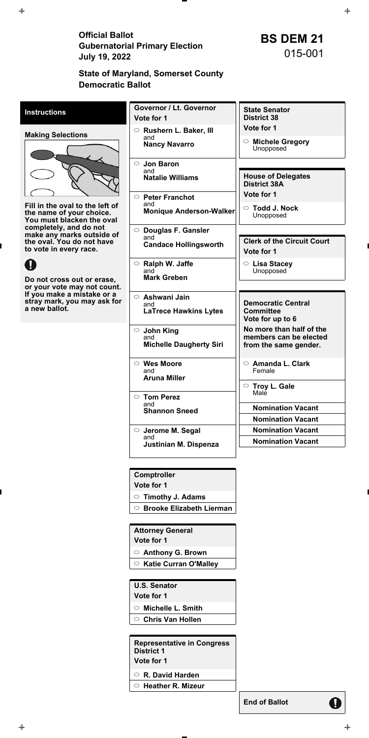**Official Ballot**
**Gubernatorial Primary Election**
**July 19, 2022**

**BS DEM 21**
015-001

**State of Maryland, Somerset County**
**Democratic Ballot**

## Instructions

**Making Selections**

**Fill in the oval to the left of the name of your choice. You must blacken the oval completely, and do not make any marks outside of the oval. You do not have to vote in every race.**

**Do not cross out or erase, or your vote may not count. If you make a mistake or a stray mark, you may ask for a new ballot.**

## Governor / Lt. Governor
**Vote for 1**

- ○ **Rushern L. Baker, III** and **Nancy Navarro**
- ○ **Jon Baron** and **Natalie Williams**
- ○ **Peter Franchot** and **Monique Anderson-Walker**
- ○ **Douglas F. Gansler** and **Candace Hollingsworth**
- ○ **Ralph W. Jaffe** and **Mark Greben**
- ○ **Ashwani Jain** and **LaTrece Hawkins Lytes**
- ○ **John King** and **Michelle Daugherty Siri**
- ○ **Wes Moore** and **Aruna Miller**
- ○ **Tom Perez** and **Shannon Sneed**
- ○ **Jerome M. Segal** and **Justinian M. Dispenza**

## Comptroller
**Vote for 1**

- ○ **Timothy J. Adams**
- ○ **Brooke Elizabeth Lierman**

## Attorney General
**Vote for 1**

- ○ **Anthony G. Brown**
- ○ **Katie Curran O'Malley**

## U.S. Senator
**Vote for 1**

- ○ **Michelle L. Smith**
- ○ **Chris Van Hollen**

## Representative in Congress District 1
**Vote for 1**

- ○ **R. David Harden**
- ○ **Heather R. Mizeur**

## State Senator District 38
**Vote for 1**

- ○ **Michele Gregory** Unopposed

## House of Delegates District 38A
**Vote for 1**

- ○ **Todd J. Nock** Unopposed

## Clerk of the Circuit Court
**Vote for 1**

- ○ **Lisa Stacey** Unopposed

## Democratic Central Committee
**Vote for up to 6**

**No more than half of the members can be elected from the same gender.**

- ○ **Amanda L. Clark** Female
- ○ **Troy L. Gale** Male
- **Nomination Vacant**
- **Nomination Vacant**
- **Nomination Vacant**
- **Nomination Vacant**

**End of Ballot**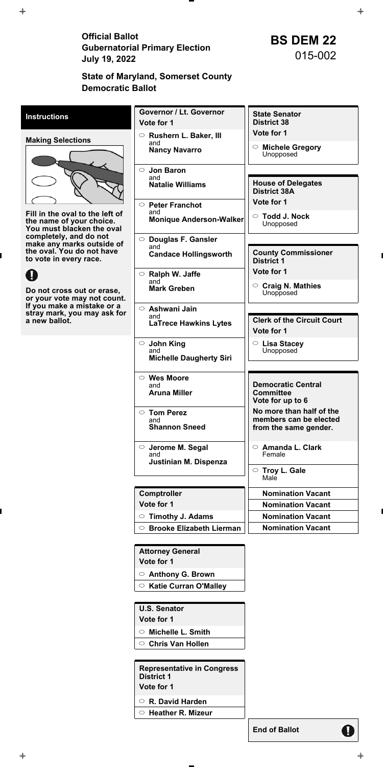**Official Ballot**
**Gubernatorial Primary Election**
**July 19, 2022**

# BS DEM 22
015-002

**State of Maryland, Somerset County**
**Democratic Ballot**

## Instructions

**Making Selections**

**Fill in the oval to the left of the name of your choice. You must blacken the oval completely, and do not make any marks outside of the oval. You do not have to vote in every race.**

**Do not cross out or erase, or your vote may not count. If you make a mistake or a stray mark, you may ask for a new ballot.**

## Governor / Lt. Governor
**Vote for 1**

- ○ **Rushern L. Baker, III** and **Nancy Navarro**
- ○ **Jon Baron** and **Natalie Williams**
- ○ **Peter Franchot** and **Monique Anderson-Walker**
- ○ **Douglas F. Gansler** and **Candace Hollingsworth**
- ○ **Ralph W. Jaffe** and **Mark Greben**
- ○ **Ashwani Jain** and **LaTrece Hawkins Lytes**
- ○ **John King** and **Michelle Daugherty Siri**
- ○ **Wes Moore** and **Aruna Miller**
- ○ **Tom Perez** and **Shannon Sneed**
- ○ **Jerome M. Segal** and **Justinian M. Dispenza**

## Comptroller
**Vote for 1**

- ○ **Timothy J. Adams**
- ○ **Brooke Elizabeth Lierman**

## Attorney General
**Vote for 1**

- ○ **Anthony G. Brown**
- ○ **Katie Curran O'Malley**

## U.S. Senator
**Vote for 1**

- ○ **Michelle L. Smith**
- ○ **Chris Van Hollen**

## Representative in Congress District 1
**Vote for 1**

- ○ **R. David Harden**
- ○ **Heather R. Mizeur**

## State Senator District 38
**Vote for 1**

- ○ **Michele Gregory** Unopposed

## House of Delegates District 38A
**Vote for 1**

- ○ **Todd J. Nock** Unopposed

## County Commissioner District 1
**Vote for 1**

- ○ **Craig N. Mathies** Unopposed

## Clerk of the Circuit Court
**Vote for 1**

- ○ **Lisa Stacey** Unopposed

## Democratic Central Committee
**Vote for up to 6**

**No more than half of the members can be elected from the same gender.**

- ○ **Amanda L. Clark** Female
- ○ **Troy L. Gale** Male
- **Nomination Vacant**
- **Nomination Vacant**
- **Nomination Vacant**
- **Nomination Vacant**

**End of Ballot**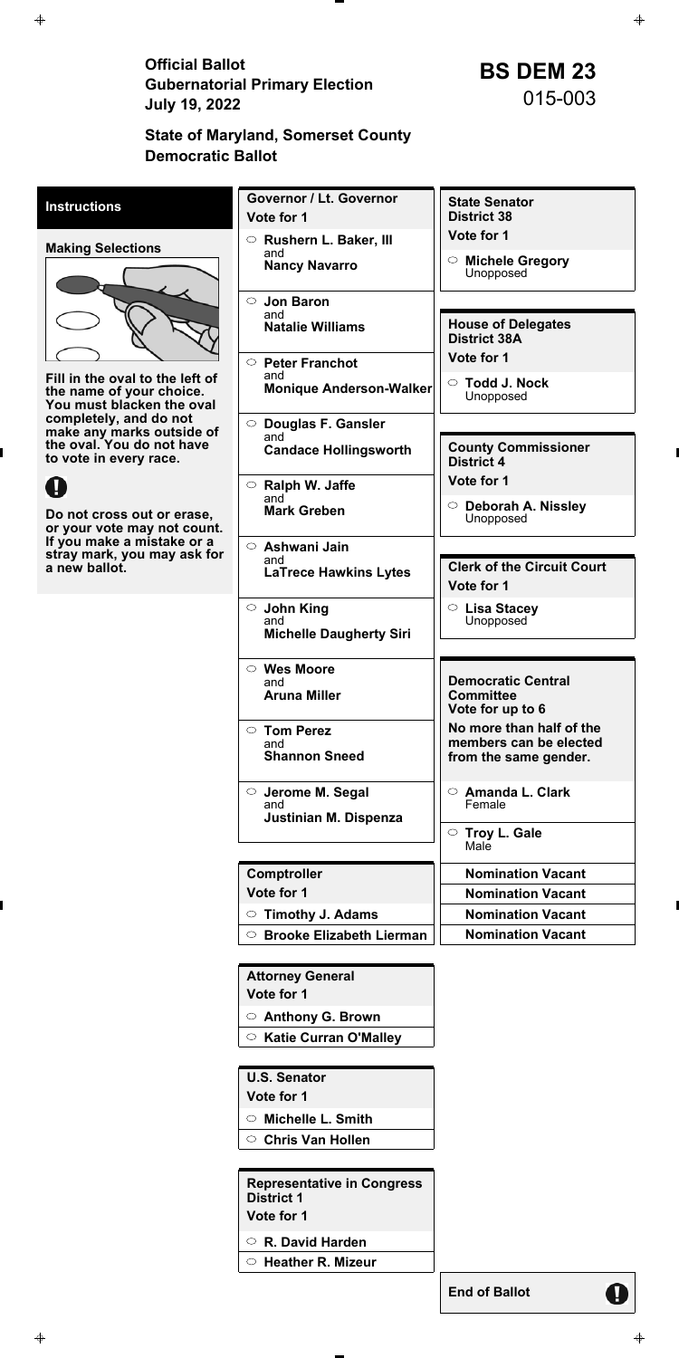**Official Ballot**
**Gubernatorial Primary Election**
**July 19, 2022**

# BS DEM 23
015-003

**State of Maryland, Somerset County**
**Democratic Ballot**

## Instructions

**Making Selections**

**Fill in the oval to the left of the name of your choice. You must blacken the oval completely, and do not make any marks outside of the oval. You do not have to vote in every race.**

**Do not cross out or erase, or your vote may not count. If you make a mistake or a stray mark, you may ask for a new ballot.**

## Governor / Lt. Governor
**Vote for 1**

- ○ **Rushern L. Baker, III** and **Nancy Navarro**
- ○ **Jon Baron** and **Natalie Williams**
- ○ **Peter Franchot** and **Monique Anderson-Walker**
- ○ **Douglas F. Gansler** and **Candace Hollingsworth**
- ○ **Ralph W. Jaffe** and **Mark Greben**
- ○ **Ashwani Jain** and **LaTrece Hawkins Lytes**
- ○ **John King** and **Michelle Daugherty Siri**
- ○ **Wes Moore** and **Aruna Miller**
- ○ **Tom Perez** and **Shannon Sneed**
- ○ **Jerome M. Segal** and **Justinian M. Dispenza**

## Comptroller
**Vote for 1**

- ○ **Timothy J. Adams**
- ○ **Brooke Elizabeth Lierman**

## Attorney General
**Vote for 1**

- ○ **Anthony G. Brown**
- ○ **Katie Curran O'Malley**

## U.S. Senator
**Vote for 1**

- ○ **Michelle L. Smith**
- ○ **Chris Van Hollen**

## Representative in Congress District 1
**Vote for 1**

- ○ **R. David Harden**
- ○ **Heather R. Mizeur**

## State Senator District 38
**Vote for 1**

- ○ **Michele Gregory** Unopposed

## House of Delegates District 38A
**Vote for 1**

- ○ **Todd J. Nock** Unopposed

## County Commissioner District 4
**Vote for 1**

- ○ **Deborah A. Nissley** Unopposed

## Clerk of the Circuit Court
**Vote for 1**

- ○ **Lisa Stacey** Unopposed

## Democratic Central Committee
**Vote for up to 6**

**No more than half of the members can be elected from the same gender.**

- ○ **Amanda L. Clark** Female
- ○ **Troy L. Gale** Male
- **Nomination Vacant**
- **Nomination Vacant**
- **Nomination Vacant**
- **Nomination Vacant**

**End of Ballot**